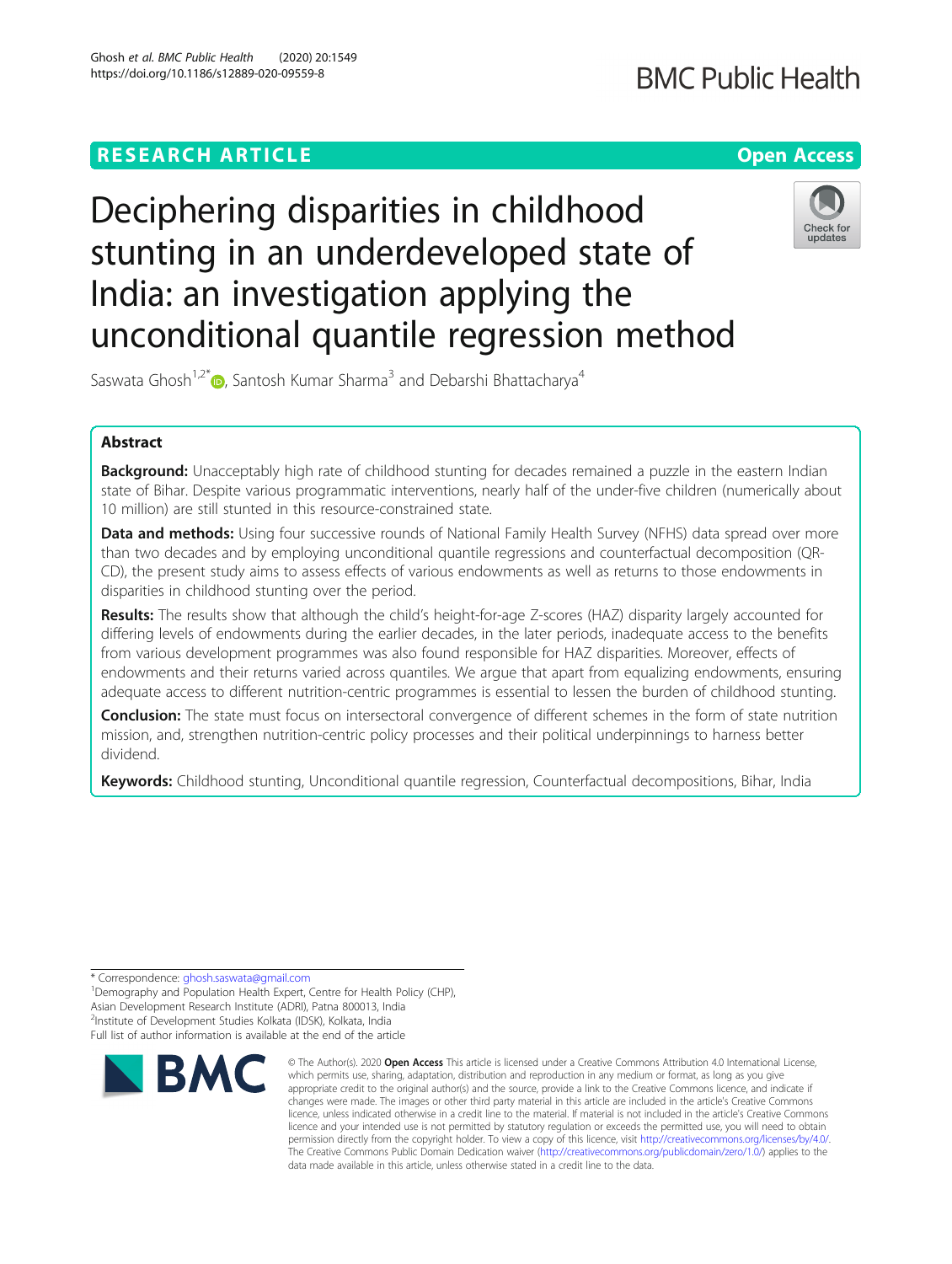# RESEARCH ARTICLE

**Open Access**

# Deciphering disparities in childhood stunting in an underdeveloped state of India: an investigation applying the unconditional quantile regression method

Saswata Ghosh[1,2*], Santosh Kumar Sharma[3] and Debarshi Bhattacharya[4]

## Abstract

**Background:** Unacceptably high rate of childhood stunting for decades remained a puzzle in the eastern Indian state of Bihar. Despite various programmatic interventions, nearly half of the under-five children (numerically about 10 million) are still stunted in this resource-constrained state.

**Data and methods:** Using four successive rounds of National Family Health Survey (NFHS) data spread over more than two decades and by employing unconditional quantile regressions and counterfactual decomposition (QR-CD), the present study aims to assess effects of various endowments as well as returns to those endowments in disparities in childhood stunting over the period.

**Results:** The results show that although the child's height-for-age Z-scores (HAZ) disparity largely accounted for differing levels of endowments during the earlier decades, in the later periods, inadequate access to the benefits from various development programmes was also found responsible for HAZ disparities. Moreover, effects of endowments and their returns varied across quantiles. We argue that apart from equalizing endowments, ensuring adequate access to different nutrition-centric programmes is essential to lessen the burden of childhood stunting.

**Conclusion:** The state must focus on intersectoral convergence of different schemes in the form of state nutrition mission, and, strengthen nutrition-centric policy processes and their political underpinnings to harness better dividend.

**Keywords:** Childhood stunting, Unconditional quantile regression, Counterfactual decompositions, Bihar, India

---

* Correspondence: ghosh.saswata@gmail.com
[1]Demography and Population Health Expert, Centre for Health Policy (CHP), Asian Development Research Institute (ADRI), Patna 800013, India
[2]Institute of Development Studies Kolkata (IDSK), Kolkata, India
Full list of author information is available at the end of the article

© The Author(s). 2020 **Open Access** This article is licensed under a Creative Commons Attribution 4.0 International License, which permits use, sharing, adaptation, distribution and reproduction in any medium or format, as long as you give appropriate credit to the original author(s) and the source, provide a link to the Creative Commons licence, and indicate if changes were made. The images or other third party material in this article are included in the article's Creative Commons licence, unless indicated otherwise in a credit line to the material. If material is not included in the article's Creative Commons licence and your intended use is not permitted by statutory regulation or exceeds the permitted use, you will need to obtain permission directly from the copyright holder. To view a copy of this licence, visit http://creativecommons.org/licenses/by/4.0/. The Creative Commons Public Domain Dedication waiver (http://creativecommons.org/publicdomain/zero/1.0/) applies to the data made available in this article, unless otherwise stated in a credit line to the data.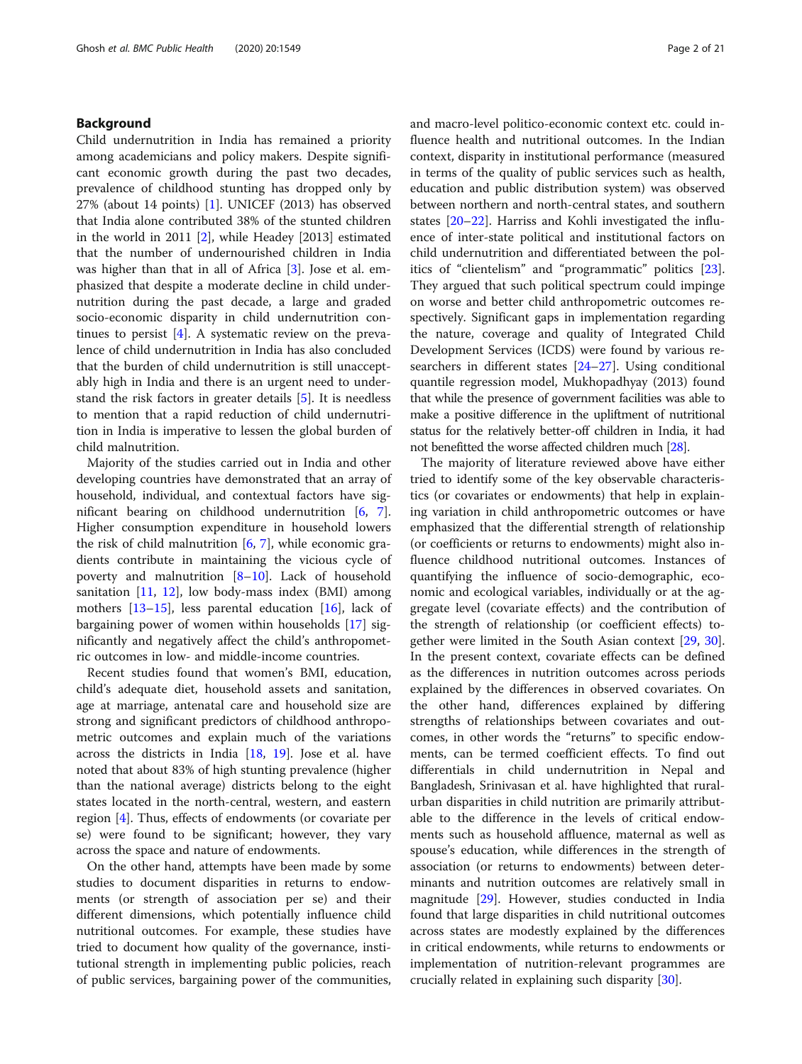## Background

Child undernutrition in India has remained a priority among academicians and policy makers. Despite significant economic growth during the past two decades, prevalence of childhood stunting has dropped only by 27% (about 14 points) [1]. UNICEF (2013) has observed that India alone contributed 38% of the stunted children in the world in 2011 [2], while Headey [2013] estimated that the number of undernourished children in India was higher than that in all of Africa [3]. Jose et al. emphasized that despite a moderate decline in child undernutrition during the past decade, a large and graded socio-economic disparity in child undernutrition continues to persist [4]. A systematic review on the prevalence of child undernutrition in India has also concluded that the burden of child undernutrition is still unacceptably high in India and there is an urgent need to understand the risk factors in greater details [5]. It is needless to mention that a rapid reduction of child undernutrition in India is imperative to lessen the global burden of child malnutrition.

Majority of the studies carried out in India and other developing countries have demonstrated that an array of household, individual, and contextual factors have significant bearing on childhood undernutrition [6, 7]. Higher consumption expenditure in household lowers the risk of child malnutrition [6, 7], while economic gradients contribute in maintaining the vicious cycle of poverty and malnutrition [8–10]. Lack of household sanitation [11, 12], low body-mass index (BMI) among mothers [13–15], less parental education [16], lack of bargaining power of women within households [17] significantly and negatively affect the child's anthropometric outcomes in low- and middle-income countries.

Recent studies found that women's BMI, education, child's adequate diet, household assets and sanitation, age at marriage, antenatal care and household size are strong and significant predictors of childhood anthropometric outcomes and explain much of the variations across the districts in India [18, 19]. Jose et al. have noted that about 83% of high stunting prevalence (higher than the national average) districts belong to the eight states located in the north-central, western, and eastern region [4]. Thus, effects of endowments (or covariate per se) were found to be significant; however, they vary across the space and nature of endowments.

On the other hand, attempts have been made by some studies to document disparities in returns to endowments (or strength of association per se) and their different dimensions, which potentially influence child nutritional outcomes. For example, these studies have tried to document how quality of the governance, institutional strength in implementing public policies, reach of public services, bargaining power of the communities, and macro-level politico-economic context etc. could influence health and nutritional outcomes. In the Indian context, disparity in institutional performance (measured in terms of the quality of public services such as health, education and public distribution system) was observed between northern and north-central states, and southern states [20–22]. Harriss and Kohli investigated the influence of inter-state political and institutional factors on child undernutrition and differentiated between the politics of "clientelism" and "programmatic" politics [23]. They argued that such political spectrum could impinge on worse and better child anthropometric outcomes respectively. Significant gaps in implementation regarding the nature, coverage and quality of Integrated Child Development Services (ICDS) were found by various researchers in different states [24–27]. Using conditional quantile regression model, Mukhopadhyay (2013) found that while the presence of government facilities was able to make a positive difference in the upliftment of nutritional status for the relatively better-off children in India, it had not benefitted the worse affected children much [28].

The majority of literature reviewed above have either tried to identify some of the key observable characteristics (or covariates or endowments) that help in explaining variation in child anthropometric outcomes or have emphasized that the differential strength of relationship (or coefficients or returns to endowments) might also influence childhood nutritional outcomes. Instances of quantifying the influence of socio-demographic, economic and ecological variables, individually or at the aggregate level (covariate effects) and the contribution of the strength of relationship (or coefficient effects) together were limited in the South Asian context [29, 30]. In the present context, covariate effects can be defined as the differences in nutrition outcomes across periods explained by the differences in observed covariates. On the other hand, differences explained by differing strengths of relationships between covariates and outcomes, in other words the "returns" to specific endowments, can be termed coefficient effects. To find out differentials in child undernutrition in Nepal and Bangladesh, Srinivasan et al. have highlighted that rural-urban disparities in child nutrition are primarily attributable to the difference in the levels of critical endowments such as household affluence, maternal as well as spouse's education, while differences in the strength of association (or returns to endowments) between determinants and nutrition outcomes are relatively small in magnitude [29]. However, studies conducted in India found that large disparities in child nutritional outcomes across states are modestly explained by the differences in critical endowments, while returns to endowments or implementation of nutrition-relevant programmes are crucially related in explaining such disparity [30].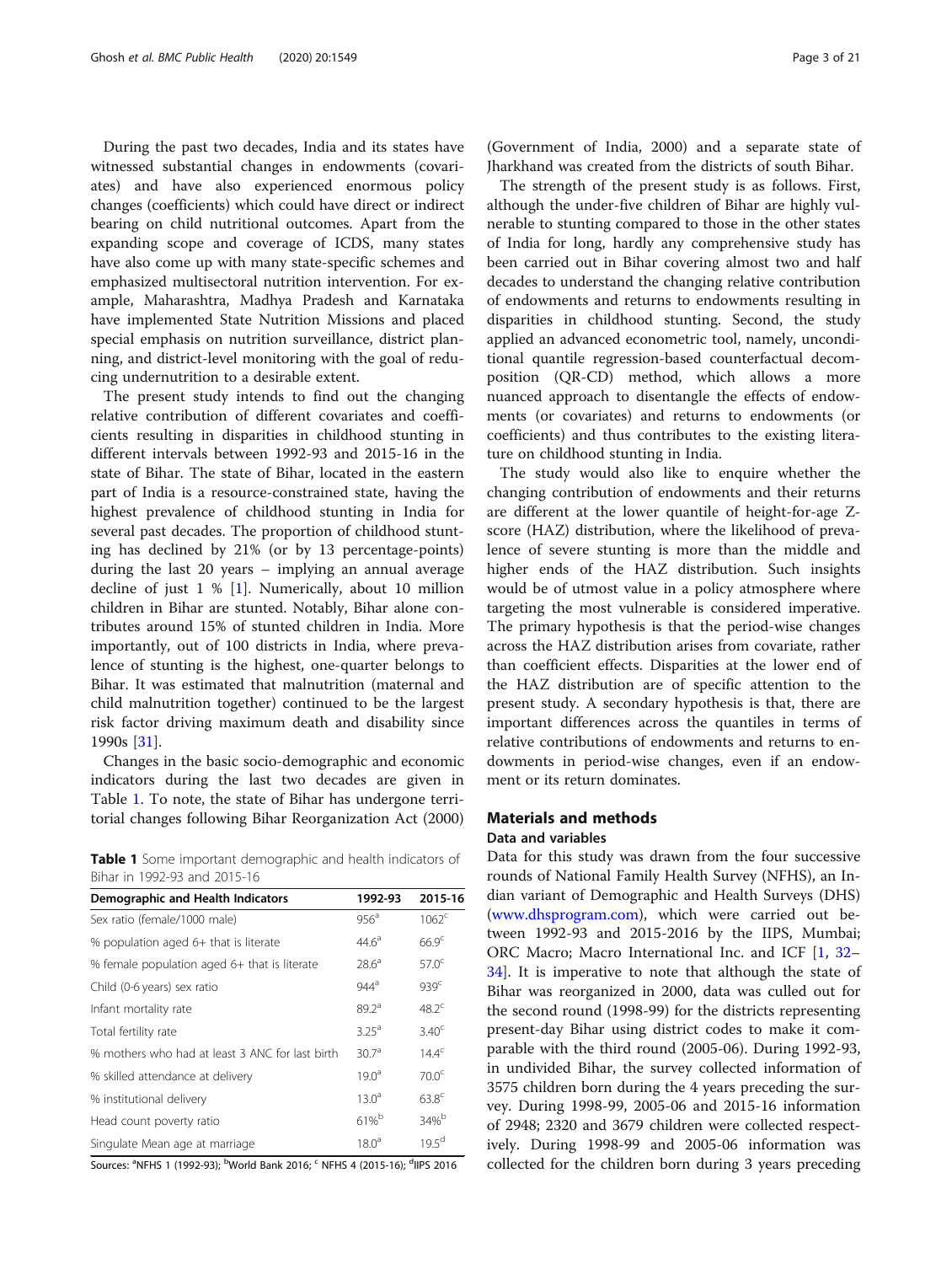During the past two decades, India and its states have witnessed substantial changes in endowments (covariates) and have also experienced enormous policy changes (coefficients) which could have direct or indirect bearing on child nutritional outcomes. Apart from the expanding scope and coverage of ICDS, many states have also come up with many state-specific schemes and emphasized multisectoral nutrition intervention. For example, Maharashtra, Madhya Pradesh and Karnataka have implemented State Nutrition Missions and placed special emphasis on nutrition surveillance, district planning, and district-level monitoring with the goal of reducing undernutrition to a desirable extent.

The present study intends to find out the changing relative contribution of different covariates and coefficients resulting in disparities in childhood stunting in different intervals between 1992-93 and 2015-16 in the state of Bihar. The state of Bihar, located in the eastern part of India is a resource-constrained state, having the highest prevalence of childhood stunting in India for several past decades. The proportion of childhood stunting has declined by 21% (or by 13 percentage-points) during the last 20 years – implying an annual average decline of just 1 % [1]. Numerically, about 10 million children in Bihar are stunted. Notably, Bihar alone contributes around 15% of stunted children in India. More importantly, out of 100 districts in India, where prevalence of stunting is the highest, one-quarter belongs to Bihar. It was estimated that malnutrition (maternal and child malnutrition together) continued to be the largest risk factor driving maximum death and disability since 1990s [31].

Changes in the basic socio-demographic and economic indicators during the last two decades are given in Table 1. To note, the state of Bihar has undergone territorial changes following Bihar Reorganization Act (2000) (Government of India, 2000) and a separate state of Jharkhand was created from the districts of south Bihar.

**Table 1** Some important demographic and health indicators of Bihar in 1992-93 and 2015-16

| Demographic and Health Indicators | 1992-93 | 2015-16 |
|---|---|---|
| Sex ratio (female/1000 male) | 956[a] | 1062[c] |
| % population aged 6+ that is literate | 44.6[a] | 66.9[c] |
| % female population aged 6+ that is literate | 28.6[a] | 57.0[c] |
| Child (0-6 years) sex ratio | 944[a] | 939[c] |
| Infant mortality rate | 89.2[a] | 48.2[c] |
| Total fertility rate | 3.25[a] | 3.40[c] |
| % mothers who had at least 3 ANC for last birth | 30.7[a] | 14.4[c] |
| % skilled attendance at delivery | 19.0[a] | 70.0[c] |
| % institutional delivery | 13.0[a] | 63.8[c] |
| Head count poverty ratio | 61%[b] | 34%[b] |
| Singulate Mean age at marriage | 18.0[a] | 19.5[d] |

Sources: [a]NFHS 1 (1992-93); [b]World Bank 2016; [c] NFHS 4 (2015-16); [d]IIPS 2016

The strength of the present study is as follows. First, although the under-five children of Bihar are highly vulnerable to stunting compared to those in the other states of India for long, hardly any comprehensive study has been carried out in Bihar covering almost two and half decades to understand the changing relative contribution of endowments and returns to endowments resulting in disparities in childhood stunting. Second, the study applied an advanced econometric tool, namely, unconditional quantile regression-based counterfactual decomposition (QR-CD) method, which allows a more nuanced approach to disentangle the effects of endowments (or covariates) and returns to endowments (or coefficients) and thus contributes to the existing literature on childhood stunting in India.

The study would also like to enquire whether the changing contribution of endowments and their returns are different at the lower quantile of height-for-age Z-score (HAZ) distribution, where the likelihood of prevalence of severe stunting is more than the middle and higher ends of the HAZ distribution. Such insights would be of utmost value in a policy atmosphere where targeting the most vulnerable is considered imperative. The primary hypothesis is that the period-wise changes across the HAZ distribution arises from covariate, rather than coefficient effects. Disparities at the lower end of the HAZ distribution are of specific attention to the present study. A secondary hypothesis is that, there are important differences across the quantiles in terms of relative contributions of endowments and returns to endowments in period-wise changes, even if an endowment or its return dominates.

## Materials and methods

### Data and variables

Data for this study was drawn from the four successive rounds of National Family Health Survey (NFHS), an Indian variant of Demographic and Health Surveys (DHS) (www.dhsprogram.com), which were carried out between 1992-93 and 2015-2016 by the IIPS, Mumbai; ORC Macro; Macro International Inc. and ICF [1, 32–34]. It is imperative to note that although the state of Bihar was reorganized in 2000, data was culled out for the second round (1998-99) for the districts representing present-day Bihar using district codes to make it comparable with the third round (2005-06). During 1992-93, in undivided Bihar, the survey collected information of 3575 children born during the 4 years preceding the survey. During 1998-99, 2005-06 and 2015-16 information of 2948; 2320 and 3679 children were collected respectively. During 1998-99 and 2005-06 information was collected for the children born during 3 years preceding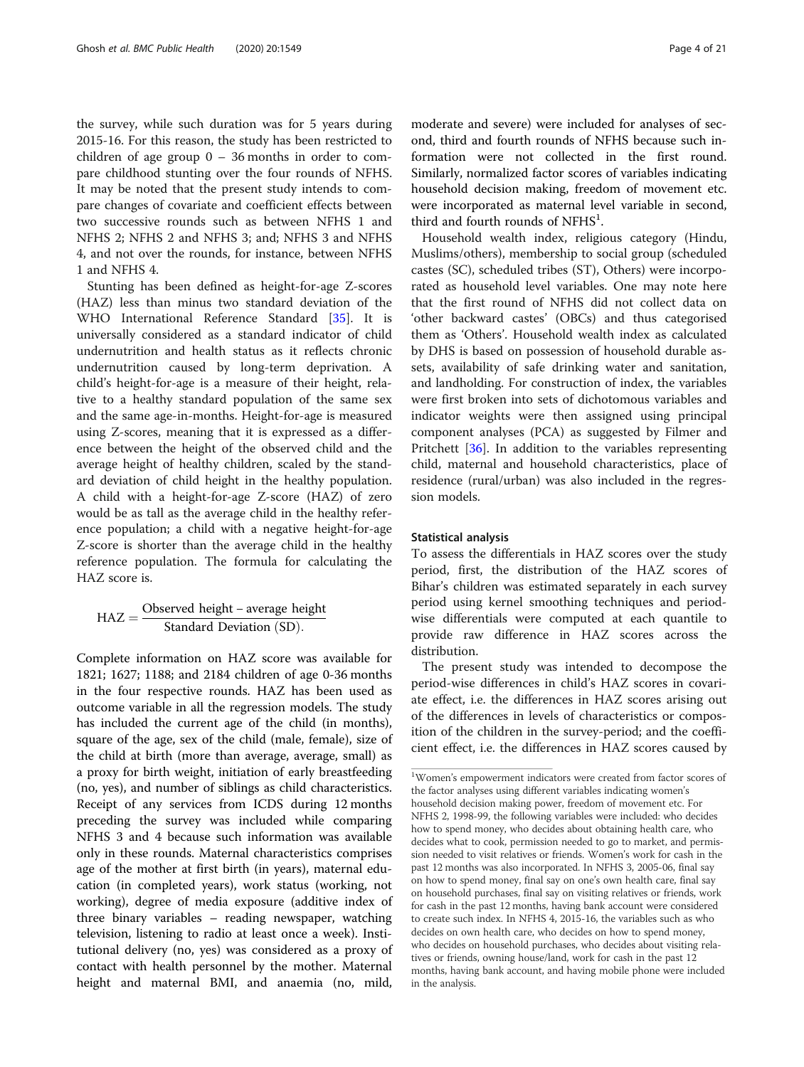the survey, while such duration was for 5 years during 2015-16. For this reason, the study has been restricted to children of age group 0 – 36 months in order to compare childhood stunting over the four rounds of NFHS. It may be noted that the present study intends to compare changes of covariate and coefficient effects between two successive rounds such as between NFHS 1 and NFHS 2; NFHS 2 and NFHS 3; and; NFHS 3 and NFHS 4, and not over the rounds, for instance, between NFHS 1 and NFHS 4.

Stunting has been defined as height-for-age Z-scores (HAZ) less than minus two standard deviation of the WHO International Reference Standard [35]. It is universally considered as a standard indicator of child undernutrition and health status as it reflects chronic undernutrition caused by long-term deprivation. A child's height-for-age is a measure of their height, relative to a healthy standard population of the same sex and the same age-in-months. Height-for-age is measured using Z-scores, meaning that it is expressed as a difference between the height of the observed child and the average height of healthy children, scaled by the standard deviation of child height in the healthy population. A child with a height-for-age Z-score (HAZ) of zero would be as tall as the average child in the healthy reference population; a child with a negative height-for-age Z-score is shorter than the average child in the healthy reference population. The formula for calculating the HAZ score is.

$$\text{HAZ} = \frac{\text{Observed height} - \text{average height}}{\text{Standard Deviation (SD)}}.$$

Complete information on HAZ score was available for 1821; 1627; 1188; and 2184 children of age 0-36 months in the four respective rounds. HAZ has been used as outcome variable in all the regression models. The study has included the current age of the child (in months), square of the age, sex of the child (male, female), size of the child at birth (more than average, average, small) as a proxy for birth weight, initiation of early breastfeeding (no, yes), and number of siblings as child characteristics. Receipt of any services from ICDS during 12 months preceding the survey was included while comparing NFHS 3 and 4 because such information was available only in these rounds. Maternal characteristics comprises age of the mother at first birth (in years), maternal education (in completed years), work status (working, not working), degree of media exposure (additive index of three binary variables – reading newspaper, watching television, listening to radio at least once a week). Institutional delivery (no, yes) was considered as a proxy of contact with health personnel by the mother. Maternal height and maternal BMI, and anaemia (no, mild, moderate and severe) were included for analyses of second, third and fourth rounds of NFHS because such information were not collected in the first round. Similarly, normalized factor scores of variables indicating household decision making, freedom of movement etc. were incorporated as maternal level variable in second, third and fourth rounds of NFHS[1].

Household wealth index, religious category (Hindu, Muslims/others), membership to social group (scheduled castes (SC), scheduled tribes (ST), Others) were incorporated as household level variables. One may note here that the first round of NFHS did not collect data on 'other backward castes' (OBCs) and thus categorised them as 'Others'. Household wealth index as calculated by DHS is based on possession of household durable assets, availability of safe drinking water and sanitation, and landholding. For construction of index, the variables were first broken into sets of dichotomous variables and indicator weights were then assigned using principal component analyses (PCA) as suggested by Filmer and Pritchett [36]. In addition to the variables representing child, maternal and household characteristics, place of residence (rural/urban) was also included in the regression models.

### Statistical analysis

To assess the differentials in HAZ scores over the study period, first, the distribution of the HAZ scores of Bihar's children was estimated separately in each survey period using kernel smoothing techniques and period-wise differentials were computed at each quantile to provide raw difference in HAZ scores across the distribution.

The present study was intended to decompose the period-wise differences in child's HAZ scores in covariate effect, i.e. the differences in HAZ scores arising out of the differences in levels of characteristics or composition of the children in the survey-period; and the coefficient effect, i.e. the differences in HAZ scores caused by

---

[1] Women's empowerment indicators were created from factor scores of the factor analyses using different variables indicating women's household decision making power, freedom of movement etc. For NFHS 2, 1998-99, the following variables were included: who decides how to spend money, who decides about obtaining health care, who decides what to cook, permission needed to go to market, and permission needed to visit relatives or friends. Women's work for cash in the past 12 months was also incorporated. In NFHS 3, 2005-06, final say on how to spend money, final say on one's own health care, final say on household purchases, final say on visiting relatives or friends, work for cash in the past 12 months, having bank account were considered to create such index. In NFHS 4, 2015-16, the variables such as who decides on own health care, who decides on how to spend money, who decides on household purchases, who decides about visiting relatives or friends, owning house/land, work for cash in the past 12 months, having bank account, and having mobile phone were included in the analysis.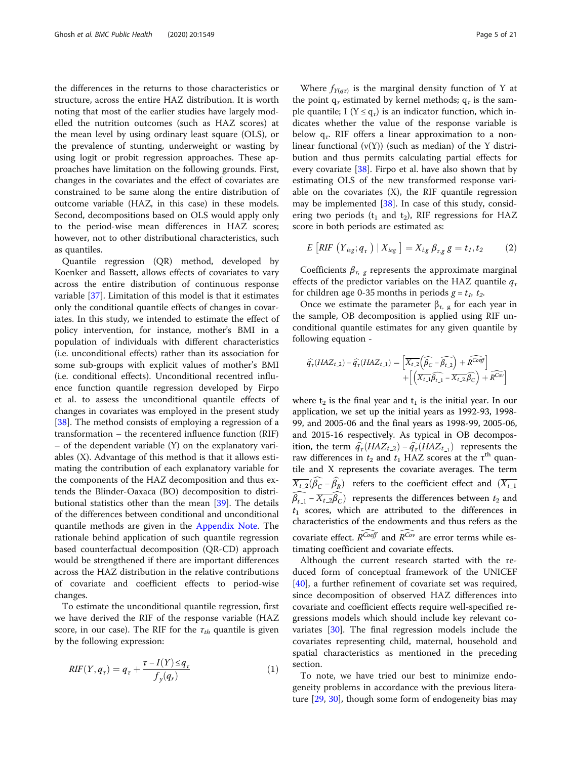the differences in the returns to those characteristics or structure, across the entire HAZ distribution. It is worth noting that most of the earlier studies have largely modelled the nutrition outcomes (such as HAZ scores) at the mean level by using ordinary least square (OLS), or the prevalence of stunting, underweight or wasting by using logit or probit regression approaches. These approaches have limitation on the following grounds. First, changes in the covariates and the effect of covariates are constrained to be same along the entire distribution of outcome variable (HAZ, in this case) in these models. Second, decompositions based on OLS would apply only to the period-wise mean differences in HAZ scores; however, not to other distributional characteristics, such as quantiles.

Quantile regression (QR) method, developed by Koenker and Bassett, allows effects of covariates to vary across the entire distribution of continuous response variable [37]. Limitation of this model is that it estimates only the conditional quantile effects of changes in covariates. In this study, we intended to estimate the effect of policy intervention, for instance, mother's BMI in a population of individuals with different characteristics (i.e. unconditional effects) rather than its association for some sub-groups with explicit values of mother's BMI (i.e. conditional effects). Unconditional recentred influence function quantile regression developed by Firpo et al. to assess the unconditional quantile effects of changes in covariates was employed in the present study [38]. The method consists of employing a regression of a transformation – the recentered influence function (RIF) – of the dependent variable (Y) on the explanatory variables (X). Advantage of this method is that it allows estimating the contribution of each explanatory variable for the components of the HAZ decomposition and thus extends the Blinder-Oaxaca (BO) decomposition to distributional statistics other than the mean [39]. The details of the differences between conditional and unconditional quantile methods are given in the Appendix Note. The rationale behind application of such quantile regression based counterfactual decomposition (QR-CD) approach would be strengthened if there are important differences across the HAZ distribution in the relative contributions of covariate and coefficient effects to period-wise changes.

To estimate the unconditional quantile regression, first we have derived the RIF of the response variable (HAZ score, in our case). The RIF for the $\tau_{th}$ quantile is given by the following expression:

$$RIF(Y, q_\tau) = q_\tau + \frac{\tau - I(Y) \leq q_\tau}{f_y(q_r)} \tag{1}$$

Where $f_{Y(q\tau)}$ is the marginal density function of Y at the point $q_\tau$ estimated by kernel methods; $q_\tau$ is the sample quantile; I (Y ≤ $q_\tau$) is an indicator function, which indicates whether the value of the response variable is below $q_\tau$. RIF offers a linear approximation to a non-linear functional (v(Y)) (such as median) of the Y distribution and thus permits calculating partial effects for every covariate [38]. Firpo et al. have also shown that by estimating OLS of the new transformed response variable on the covariates (X), the RIF quantile regression may be implemented [38]. In case of this study, considering two periods ($t_1$ and $t_2$), RIF regressions for HAZ score in both periods are estimated as:

$$E\left[RIF\left(Y_{icg}; q_\tau\right) \mid X_{icg}\right] = X_{i,g}\,\beta_{\tau,g}\, g = t_1, t_2 \tag{2}$$

Coefficients $\beta_{\tau,\ g}$ represents the approximate marginal effects of the predictor variables on the HAZ quantile $q_\tau$ for children age 0-35 months in periods $g = t_1,\ t_2$.

Once we estimate the parameter $\beta_{\tau,\ g}$ for each year in the sample, OB decomposition is applied using RIF unconditional quantile estimates for any given quantile by following equation -

$$\widehat{q}_\tau(HAZ_{t\_2}) - \widehat{q}_\tau(HAZ_{t\_1}) = \left[\overline{X_{t\_2}}\left(\widehat{\beta_C} - \widehat{\beta_{t\_2}}\right) + \widehat{R^{Coeff}}\right] + \left[\left(\overline{X_{t\_1}}\widehat{\beta_{t\_1}} - \overline{X_{t\_2}}\widehat{\beta_C}\right) + \widehat{R^{Cov}}\right]$$

where $t_2$ is the final year and $t_1$ is the initial year. In our application, we set up the initial years as 1992-93, 1998-99, and 2005-06 and the final years as 1998-99, 2005-06, and 2015-16 respectively. As typical in OB decomposition, the term $\widehat{q}_\tau(HAZ_{t\_2}) - \widehat{q}_\tau(HAZ_{t\_1})$ represents the raw differences in $t_2$ and $t_1$ HAZ scores at the $\tau^{th}$ quantile and X represents the covariate averages. The term $\overline{X_{t\_2}}(\widehat{\beta_C} - \widehat{\beta_R})$ refers to the coefficient effect and $(\overline{X_{t\_1}}\widehat{\beta_{t\_1}} - \overline{X_{t\_2}}\widehat{\beta_C})$ represents the differences between $t_2$ and $t_1$ scores, which are attributed to the differences in characteristics of the endowments and thus refers as the covariate effect. $\widehat{R^{Coeff}}$ and $\widehat{R^{Cov}}$ are error terms while estimating coefficient and covariate effects.

Although the current research started with the reduced form of conceptual framework of the UNICEF [40], a further refinement of covariate set was required, since decomposition of observed HAZ differences into covariate and coefficient effects require well-specified regressions models which should include key relevant covariates [30]. The final regression models include the covariates representing child, maternal, household and spatial characteristics as mentioned in the preceding section.

To note, we have tried our best to minimize endogeneity problems in accordance with the previous literature [29, 30], though some form of endogeneity bias may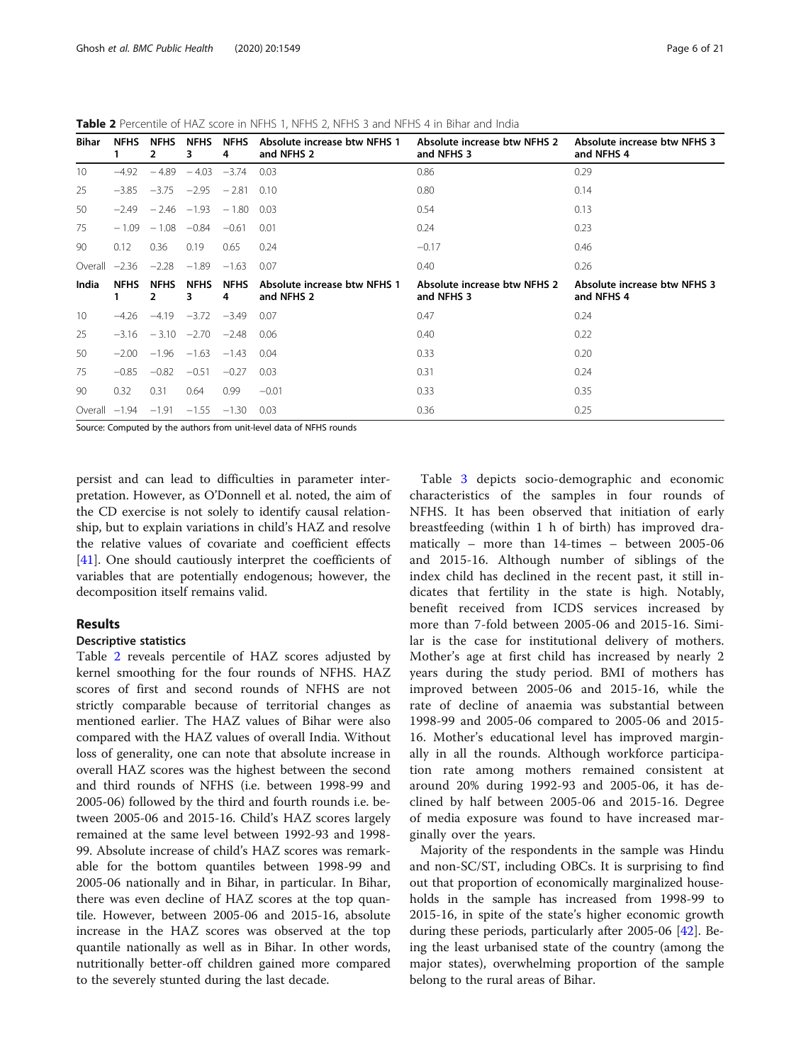**Table 2** Percentile of HAZ score in NFHS 1, NFHS 2, NFHS 3 and NFHS 4 in Bihar and India

| Bihar | NFHS 1 | NFHS 2 | NFHS 3 | NFHS 4 | Absolute increase btw NFHS 1 and NFHS 2 | Absolute increase btw NFHS 2 and NFHS 3 | Absolute increase btw NFHS 3 and NFHS 4 |
|---|---|---|---|---|---|---|---|
| 10 | −4.92 | −4.89 | −4.03 | −3.74 | 0.03 | 0.86 | 0.29 |
| 25 | −3.85 | −3.75 | −2.95 | −2.81 | 0.10 | 0.80 | 0.14 |
| 50 | −2.49 | −2.46 | −1.93 | −1.80 | 0.03 | 0.54 | 0.13 |
| 75 | −1.09 | −1.08 | −0.84 | −0.61 | 0.01 | 0.24 | 0.23 |
| 90 | 0.12 | 0.36 | 0.19 | 0.65 | 0.24 | −0.17 | 0.46 |
| Overall | −2.36 | −2.28 | −1.89 | −1.63 | 0.07 | 0.40 | 0.26 |
| **India** | **NFHS 1** | **NFHS 2** | **NFHS 3** | **NFHS 4** | **Absolute increase btw NFHS 1 and NFHS 2** | **Absolute increase btw NFHS 2 and NFHS 3** | **Absolute increase btw NFHS 3 and NFHS 4** |
| 10 | −4.26 | −4.19 | −3.72 | −3.49 | 0.07 | 0.47 | 0.24 |
| 25 | −3.16 | −3.10 | −2.70 | −2.48 | 0.06 | 0.40 | 0.22 |
| 50 | −2.00 | −1.96 | −1.63 | −1.43 | 0.04 | 0.33 | 0.20 |
| 75 | −0.85 | −0.82 | −0.51 | −0.27 | 0.03 | 0.31 | 0.24 |
| 90 | 0.32 | 0.31 | 0.64 | 0.99 | −0.01 | 0.33 | 0.35 |
| Overall | −1.94 | −1.91 | −1.55 | −1.30 | 0.03 | 0.36 | 0.25 |

Source: Computed by the authors from unit-level data of NFHS rounds

persist and can lead to difficulties in parameter interpretation. However, as O'Donnell et al. noted, the aim of the CD exercise is not solely to identify causal relationship, but to explain variations in child's HAZ and resolve the relative values of covariate and coefficient effects [41]. One should cautiously interpret the coefficients of variables that are potentially endogenous; however, the decomposition itself remains valid.

## Results

### Descriptive statistics

Table 2 reveals percentile of HAZ scores adjusted by kernel smoothing for the four rounds of NFHS. HAZ scores of first and second rounds of NFHS are not strictly comparable because of territorial changes as mentioned earlier. The HAZ values of Bihar were also compared with the HAZ values of overall India. Without loss of generality, one can note that absolute increase in overall HAZ scores was the highest between the second and third rounds of NFHS (i.e. between 1998-99 and 2005-06) followed by the third and fourth rounds i.e. between 2005-06 and 2015-16. Child's HAZ scores largely remained at the same level between 1992-93 and 1998-99. Absolute increase of child's HAZ scores was remarkable for the bottom quantiles between 1998-99 and 2005-06 nationally and in Bihar, in particular. In Bihar, there was even decline of HAZ scores at the top quantile. However, between 2005-06 and 2015-16, absolute increase in the HAZ scores was observed at the top quantile nationally as well as in Bihar. In other words, nutritionally better-off children gained more compared to the severely stunted during the last decade.

Table 3 depicts socio-demographic and economic characteristics of the samples in four rounds of NFHS. It has been observed that initiation of early breastfeeding (within 1 h of birth) has improved dramatically – more than 14-times – between 2005-06 and 2015-16. Although number of siblings of the index child has declined in the recent past, it still indicates that fertility in the state is high. Notably, benefit received from ICDS services increased by more than 7-fold between 2005-06 and 2015-16. Similar is the case for institutional delivery of mothers. Mother's age at first child has increased by nearly 2 years during the study period. BMI of mothers has improved between 2005-06 and 2015-16, while the rate of decline of anaemia was substantial between 1998-99 and 2005-06 compared to 2005-06 and 2015-16. Mother's educational level has improved marginally in all the rounds. Although workforce participation rate among mothers remained consistent at around 20% during 1992-93 and 2005-06, it has declined by half between 2005-06 and 2015-16. Degree of media exposure was found to have increased marginally over the years.

Majority of the respondents in the sample was Hindu and non-SC/ST, including OBCs. It is surprising to find out that proportion of economically marginalized households in the sample has increased from 1998-99 to 2015-16, in spite of the state's higher economic growth during these periods, particularly after 2005-06 [42]. Being the least urbanised state of the country (among the major states), overwhelming proportion of the sample belong to the rural areas of Bihar.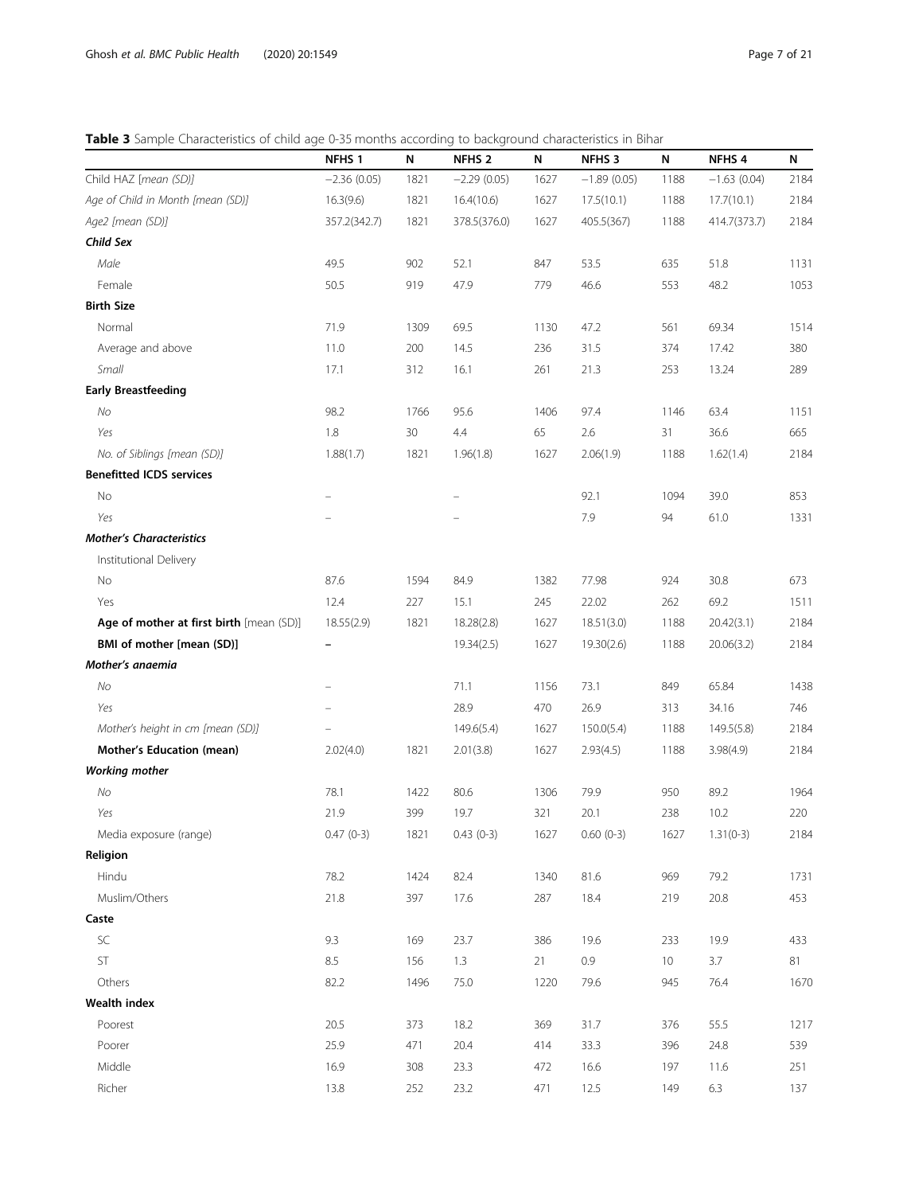**Table 3** Sample Characteristics of child age 0-35 months according to background characteristics in Bihar

| | NFHS 1 | N | NFHS 2 | N | NFHS 3 | N | NFHS 4 | N |
|---|---|---|---|---|---|---|---|---|
| *Child HAZ [mean (SD)]* | −2.36 (0.05) | 1821 | −2.29 (0.05) | 1627 | −1.89 (0.05) | 1188 | −1.63 (0.04) | 2184 |
| *Age of Child in Month [mean (SD)]* | 16.3(9.6) | 1821 | 16.4(10.6) | 1627 | 17.5(10.1) | 1188 | 17.7(10.1) | 2184 |
| *Age2 [mean (SD)]* | 357.2(342.7) | 1821 | 378.5(376.0) | 1627 | 405.5(367) | 1188 | 414.7(373.7) | 2184 |
| ***Child Sex*** | | | | | | | | |
| *Male* | 49.5 | 902 | 52.1 | 847 | 53.5 | 635 | 51.8 | 1131 |
| Female | 50.5 | 919 | 47.9 | 779 | 46.6 | 553 | 48.2 | 1053 |
| **Birth Size** | | | | | | | | |
| Normal | 71.9 | 1309 | 69.5 | 1130 | 47.2 | 561 | 69.34 | 1514 |
| Average and above | 11.0 | 200 | 14.5 | 236 | 31.5 | 374 | 17.42 | 380 |
| *Small* | 17.1 | 312 | 16.1 | 261 | 21.3 | 253 | 13.24 | 289 |
| **Early Breastfeeding** | | | | | | | | |
| *No* | 98.2 | 1766 | 95.6 | 1406 | 97.4 | 1146 | 63.4 | 1151 |
| *Yes* | 1.8 | 30 | 4.4 | 65 | 2.6 | 31 | 36.6 | 665 |
| *No. of Siblings [mean (SD)]* | 1.88(1.7) | 1821 | 1.96(1.8) | 1627 | 2.06(1.9) | 1188 | 1.62(1.4) | 2184 |
| **Benefitted ICDS services** | | | | | | | | |
| No | – | | – | | 92.1 | 1094 | 39.0 | 853 |
| *Yes* | – | | – | | 7.9 | 94 | 61.0 | 1331 |
| ***Mother's Characteristics*** | | | | | | | | |
| Institutional Delivery | | | | | | | | |
| No | 87.6 | 1594 | 84.9 | 1382 | 77.98 | 924 | 30.8 | 673 |
| Yes | 12.4 | 227 | 15.1 | 245 | 22.02 | 262 | 69.2 | 1511 |
| **Age of mother at first birth** [mean (SD)] | 18.55(2.9) | 1821 | 18.28(2.8) | 1627 | 18.51(3.0) | 1188 | 20.42(3.1) | 2184 |
| **BMI of mother [mean (SD)]** | – | | 19.34(2.5) | 1627 | 19.30(2.6) | 1188 | 20.06(3.2) | 2184 |
| ***Mother's anaemia*** | | | | | | | | |
| *No* | – | | 71.1 | 1156 | 73.1 | 849 | 65.84 | 1438 |
| *Yes* | – | | 28.9 | 470 | 26.9 | 313 | 34.16 | 746 |
| *Mother's height in cm [mean (SD)]* | – | | 149.6(5.4) | 1627 | 150.0(5.4) | 1188 | 149.5(5.8) | 2184 |
| **Mother's Education (mean)** | 2.02(4.0) | 1821 | 2.01(3.8) | 1627 | 2.93(4.5) | 1188 | 3.98(4.9) | 2184 |
| ***Working mother*** | | | | | | | | |
| *No* | 78.1 | 1422 | 80.6 | 1306 | 79.9 | 950 | 89.2 | 1964 |
| *Yes* | 21.9 | 399 | 19.7 | 321 | 20.1 | 238 | 10.2 | 220 |
| Media exposure (range) | 0.47 (0-3) | 1821 | 0.43 (0-3) | 1627 | 0.60 (0-3) | 1627 | 1.31(0-3) | 2184 |
| **Religion** | | | | | | | | |
| Hindu | 78.2 | 1424 | 82.4 | 1340 | 81.6 | 969 | 79.2 | 1731 |
| Muslim/Others | 21.8 | 397 | 17.6 | 287 | 18.4 | 219 | 20.8 | 453 |
| **Caste** | | | | | | | | |
| SC | 9.3 | 169 | 23.7 | 386 | 19.6 | 233 | 19.9 | 433 |
| ST | 8.5 | 156 | 1.3 | 21 | 0.9 | 10 | 3.7 | 81 |
| Others | 82.2 | 1496 | 75.0 | 1220 | 79.6 | 945 | 76.4 | 1670 |
| **Wealth index** | | | | | | | | |
| Poorest | 20.5 | 373 | 18.2 | 369 | 31.7 | 376 | 55.5 | 1217 |
| Poorer | 25.9 | 471 | 20.4 | 414 | 33.3 | 396 | 24.8 | 539 |
| Middle | 16.9 | 308 | 23.3 | 472 | 16.6 | 197 | 11.6 | 251 |
| Richer | 13.8 | 252 | 23.2 | 471 | 12.5 | 149 | 6.3 | 137 |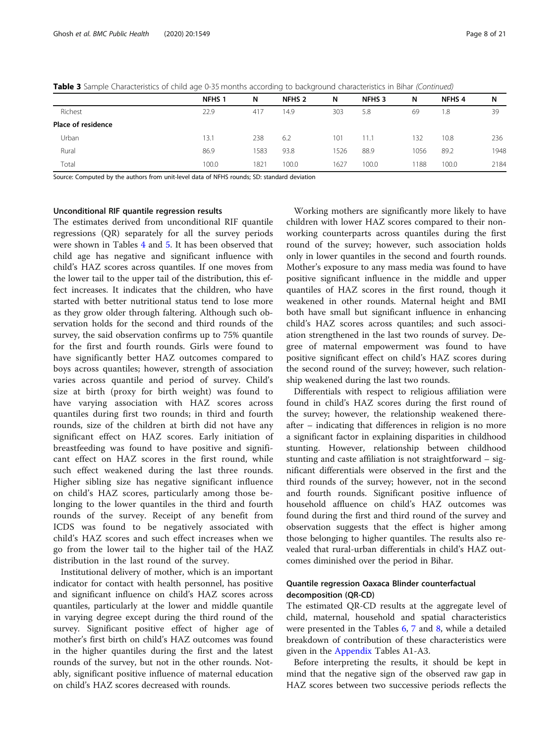**Table 3** Sample Characteristics of child age 0-35 months according to background characteristics in Bihar *(Continued)*

| | NFHS 1 | N | NFHS 2 | N | NFHS 3 | N | NFHS 4 | N |
|---|---|---|---|---|---|---|---|---|
| Richest | 22.9 | 417 | 14.9 | 303 | 5.8 | 69 | 1.8 | 39 |
| **Place of residence** | | | | | | | | |
| Urban | 13.1 | 238 | 6.2 | 101 | 11.1 | 132 | 10.8 | 236 |
| Rural | 86.9 | 1583 | 93.8 | 1526 | 88.9 | 1056 | 89.2 | 1948 |
| Total | 100.0 | 1821 | 100.0 | 1627 | 100.0 | 1188 | 100.0 | 2184 |

Source: Computed by the authors from unit-level data of NFHS rounds; SD: standard deviation

### Unconditional RIF quantile regression results

The estimates derived from unconditional RIF quantile regressions (QR) separately for all the survey periods were shown in Tables 4 and 5. It has been observed that child age has negative and significant influence with child's HAZ scores across quantiles. If one moves from the lower tail to the upper tail of the distribution, this effect increases. It indicates that the children, who have started with better nutritional status tend to lose more as they grow older through faltering. Although such observation holds for the second and third rounds of the survey, the said observation confirms up to 75% quantile for the first and fourth rounds. Girls were found to have significantly better HAZ outcomes compared to boys across quantiles; however, strength of association varies across quantile and period of survey. Child's size at birth (proxy for birth weight) was found to have varying association with HAZ scores across quantiles during first two rounds; in third and fourth rounds, size of the children at birth did not have any significant effect on HAZ scores. Early initiation of breastfeeding was found to have positive and significant effect on HAZ scores in the first round, while such effect weakened during the last three rounds. Higher sibling size has negative significant influence on child's HAZ scores, particularly among those belonging to the lower quantiles in the third and fourth rounds of the survey. Receipt of any benefit from ICDS was found to be negatively associated with child's HAZ scores and such effect increases when we go from the lower tail to the higher tail of the HAZ distribution in the last round of the survey.

Institutional delivery of mother, which is an important indicator for contact with health personnel, has positive and significant influence on child's HAZ scores across quantiles, particularly at the lower and middle quantile in varying degree except during the third round of the survey. Significant positive effect of higher age of mother's first birth on child's HAZ outcomes was found in the higher quantiles during the first and the latest rounds of the survey, but not in the other rounds. Notably, significant positive influence of maternal education on child's HAZ scores decreased with rounds.

Working mothers are significantly more likely to have children with lower HAZ scores compared to their non-working counterparts across quantiles during the first round of the survey; however, such association holds only in lower quantiles in the second and fourth rounds. Mother's exposure to any mass media was found to have positive significant influence in the middle and upper quantiles of HAZ scores in the first round, though it weakened in other rounds. Maternal height and BMI both have small but significant influence in enhancing child's HAZ scores across quantiles; and such association strengthened in the last two rounds of survey. Degree of maternal empowerment was found to have positive significant effect on child's HAZ scores during the second round of the survey; however, such relationship weakened during the last two rounds.

Differentials with respect to religious affiliation were found in child's HAZ scores during the first round of the survey; however, the relationship weakened thereafter – indicating that differences in religion is no more a significant factor in explaining disparities in childhood stunting. However, relationship between childhood stunting and caste affiliation is not straightforward – significant differentials were observed in the first and the third rounds of the survey; however, not in the second and fourth rounds. Significant positive influence of household affluence on child's HAZ outcomes was found during the first and third round of the survey and observation suggests that the effect is higher among those belonging to higher quantiles. The results also revealed that rural-urban differentials in child's HAZ outcomes diminished over the period in Bihar.

### Quantile regression Oaxaca Blinder counterfactual decomposition (QR-CD)

The estimated QR-CD results at the aggregate level of child, maternal, household and spatial characteristics were presented in the Tables 6, 7 and 8, while a detailed breakdown of contribution of these characteristics were given in the Appendix Tables A1-A3.

Before interpreting the results, it should be kept in mind that the negative sign of the observed raw gap in HAZ scores between two successive periods reflects the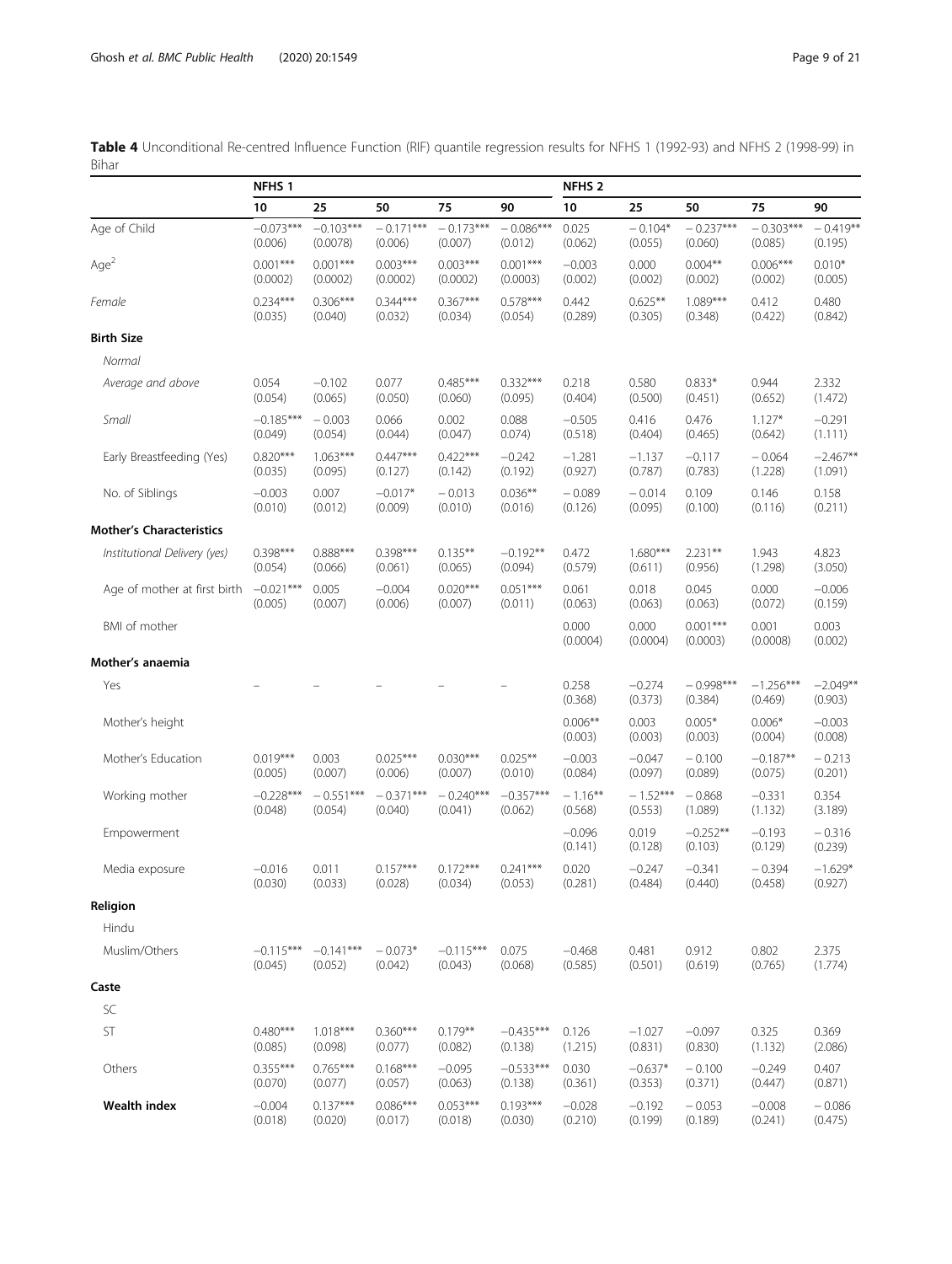**Table 4** Unconditional Re-centred Influence Function (RIF) quantile regression results for NFHS 1 (1992-93) and NFHS 2 (1998-99) in Bihar

| | NFHS 1 | | | | | NFHS 2 | | | | |
|---|---|---|---|---|---|---|---|---|---|---|
| | 10 | 25 | 50 | 75 | 90 | 10 | 25 | 50 | 75 | 90 |
| Age of Child | −0.073*** (0.006) | −0.103*** (0.0078) | − 0.171*** (0.006) | − 0.173*** (0.007) | − 0.086*** (0.012) | 0.025 (0.062) | − 0.104* (0.055) | − 0.237*** (0.060) | − 0.303*** (0.085) | − 0.419** (0.195) |
| Age$^2$ | 0.001*** (0.0002) | 0.001*** (0.0002) | 0.003*** (0.0002) | 0.003*** (0.0002) | 0.001*** (0.0003) | −0.003 (0.002) | 0.000 (0.002) | 0.004** (0.002) | 0.006*** (0.002) | 0.010* (0.005) |
| *Female* | 0.234*** (0.035) | 0.306*** (0.040) | 0.344*** (0.032) | 0.367*** (0.034) | 0.578*** (0.054) | 0.442 (0.289) | 0.625** (0.305) | 1.089*** (0.348) | 0.412 (0.422) | 0.480 (0.842) |
| **Birth Size** | | | | | | | | | | |
| *Normal* | | | | | | | | | | |
| *Average and above* | 0.054 (0.054) | −0.102 (0.065) | 0.077 (0.050) | 0.485*** (0.060) | 0.332*** (0.095) | 0.218 (0.404) | 0.580 (0.500) | 0.833* (0.451) | 0.944 (0.652) | 2.332 (1.472) |
| *Small* | −0.185*** (0.049) | − 0.003 (0.054) | 0.066 (0.044) | 0.002 (0.047) | 0.088 0.074) | −0.505 (0.518) | 0.416 (0.404) | 0.476 (0.465) | 1.127* (0.642) | −0.291 (1.111) |
| Early Breastfeeding (Yes) | 0.820*** (0.035) | 1.063*** (0.095) | 0.447*** (0.127) | 0.422*** (0.142) | −0.242 (0.192) | −1.281 (0.927) | −1.137 (0.787) | −0.117 (0.783) | − 0.064 (1.228) | −2.467** (1.091) |
| No. of Siblings | −0.003 (0.010) | 0.007 (0.012) | −0.017* (0.009) | − 0.013 (0.010) | 0.036** (0.016) | − 0.089 (0.126) | − 0.014 (0.095) | 0.109 (0.100) | 0.146 (0.116) | 0.158 (0.211) |
| **Mother's Characteristics** | | | | | | | | | | |
| *Institutional Delivery (yes)* | 0.398*** (0.054) | 0.888*** (0.066) | 0.398*** (0.061) | 0.135** (0.065) | −0.192** (0.094) | 0.472 (0.579) | 1.680*** (0.611) | 2.231** (0.956) | 1.943 (1.298) | 4.823 (3.050) |
| Age of mother at first birth | −0.021*** (0.005) | 0.005 (0.007) | −0.004 (0.006) | 0.020*** (0.007) | 0.051*** (0.011) | 0.061 (0.063) | 0.018 (0.063) | 0.045 (0.063) | 0.000 (0.072) | −0.006 (0.159) |
| BMI of mother | | | | | | 0.000 (0.0004) | 0.000 (0.0004) | 0.001*** (0.0003) | 0.001 (0.0008) | 0.003 (0.002) |
| **Mother's anaemia** | | | | | | | | | | |
| Yes | – | – | – | – | – | 0.258 (0.368) | −0.274 (0.373) | − 0.998*** (0.384) | −1.256*** (0.469) | −2.049** (0.903) |
| Mother's height | | | | | | 0.006** (0.003) | 0.003 (0.003) | 0.005* (0.003) | 0.006* (0.004) | −0.003 (0.008) |
| Mother's Education | 0.019*** (0.005) | 0.003 (0.007) | 0.025*** (0.006) | 0.030*** (0.007) | 0.025** (0.010) | −0.003 (0.084) | −0.047 (0.097) | − 0.100 (0.089) | −0.187** (0.075) | − 0.213 (0.201) |
| Working mother | −0.228*** (0.048) | − 0.551*** (0.054) | − 0.371*** (0.040) | − 0.240*** (0.041) | −0.357*** (0.062) | − 1.16** (0.568) | − 1.52*** (0.553) | − 0.868 (1.089) | −0.331 (1.132) | 0.354 (3.189) |
| Empowerment | | | | | | −0.096 (0.141) | 0.019 (0.128) | −0.252** (0.103) | −0.193 (0.129) | − 0.316 (0.239) |
| Media exposure | −0.016 (0.030) | 0.011 (0.033) | 0.157*** (0.028) | 0.172*** (0.034) | 0.241*** (0.053) | 0.020 (0.281) | −0.247 (0.484) | −0.341 (0.440) | − 0.394 (0.458) | −1.629* (0.927) |
| **Religion** | | | | | | | | | | |
| Hindu | | | | | | | | | | |
| Muslim/Others | −0.115*** (0.045) | −0.141*** (0.052) | − 0.073* (0.042) | −0.115*** (0.043) | 0.075 (0.068) | −0.468 (0.585) | 0.481 (0.501) | 0.912 (0.619) | 0.802 (0.765) | 2.375 (1.774) |
| **Caste** | | | | | | | | | | |
| SC | | | | | | | | | | |
| ST | 0.480*** (0.085) | 1.018*** (0.098) | 0.360*** (0.077) | 0.179** (0.082) | −0.435*** (0.138) | 0.126 (1.215) | −1.027 (0.831) | −0.097 (0.830) | 0.325 (1.132) | 0.369 (2.086) |
| Others | 0.355*** (0.070) | 0.765*** (0.077) | 0.168*** (0.057) | −0.095 (0.063) | −0.533*** (0.138) | 0.030 (0.361) | −0.637* (0.353) | − 0.100 (0.371) | −0.249 (0.447) | 0.407 (0.871) |
| **Wealth index** | −0.004 (0.018) | 0.137*** (0.020) | 0.086*** (0.017) | 0.053*** (0.018) | 0.193*** (0.030) | −0.028 (0.210) | −0.192 (0.199) | − 0.053 (0.189) | −0.008 (0.241) | − 0.086 (0.475) |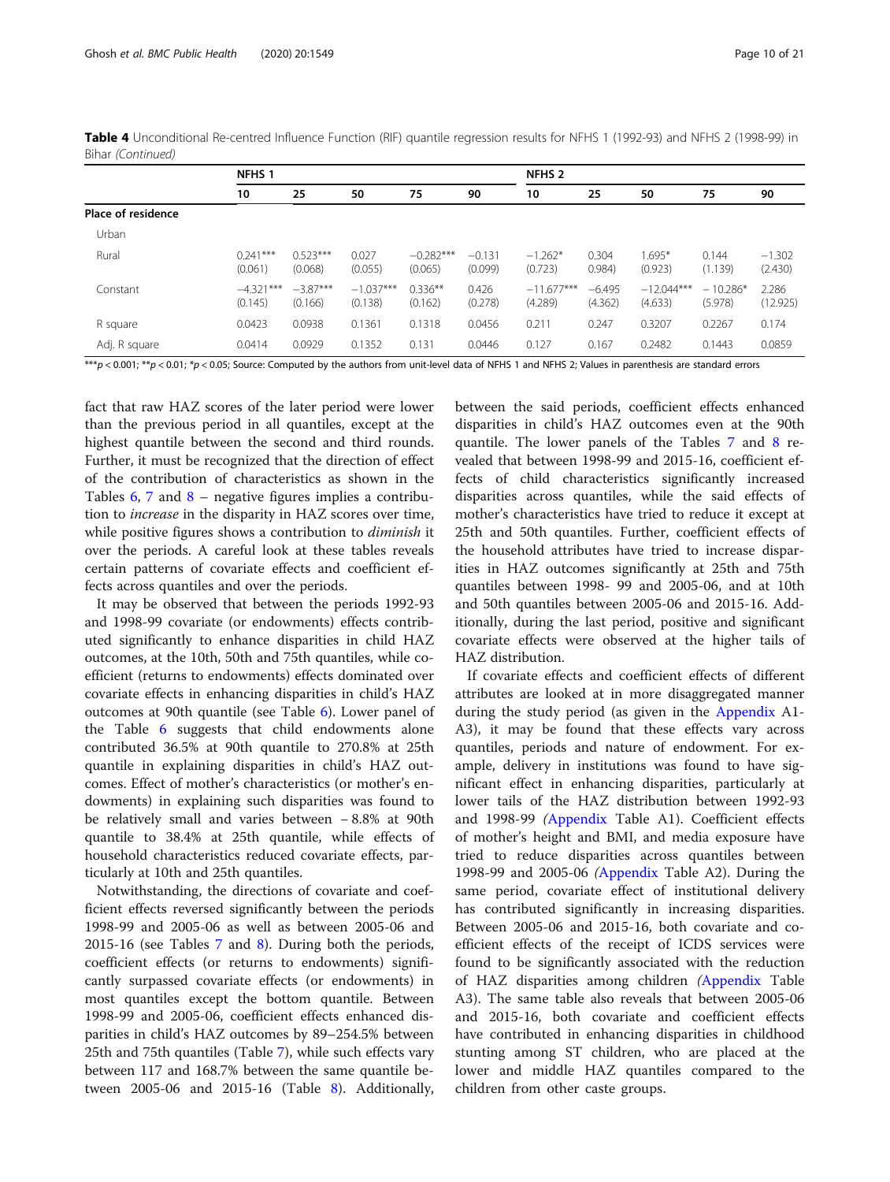**Table 4** Unconditional Re-centred Influence Function (RIF) quantile regression results for NFHS 1 (1992-93) and NFHS 2 (1998-99) in Bihar *(Continued)*

| | NFHS 1 | | | | | NFHS 2 | | | | |
|---|---|---|---|---|---|---|---|---|---|---|
| | 10 | 25 | 50 | 75 | 90 | 10 | 25 | 50 | 75 | 90 |
| **Place of residence** | | | | | | | | | | |
| Urban | | | | | | | | | | |
| Rural | 0.241*** (0.061) | 0.523*** (0.068) | 0.027 (0.055) | −0.282*** (0.065) | −0.131 (0.099) | −1.262* (0.723) | 0.304 (0.984) | 1.695* (0.923) | 0.144 (1.139) | −1.302 (2.430) |
| Constant | −4.321*** (0.145) | −3.87*** (0.166) | −1.037*** (0.138) | 0.336** (0.162) | 0.426 (0.278) | −11.677*** (4.289) | −6.495 (4.362) | −12.044*** (4.633) | − 10.286* (5.978) | 2.286 (12.925) |
| R square | 0.0423 | 0.0938 | 0.1361 | 0.1318 | 0.0456 | 0.211 | 0.247 | 0.3207 | 0.2267 | 0.174 |
| Adj. R square | 0.0414 | 0.0929 | 0.1352 | 0.131 | 0.0446 | 0.127 | 0.167 | 0.2482 | 0.1443 | 0.0859 |

***$p < 0.001$; **$p < 0.01$; *$p < 0.05$; Source: Computed by the authors from unit-level data of NFHS 1 and NFHS 2; Values in parenthesis are standard errors

fact that raw HAZ scores of the later period were lower than the previous period in all quantiles, except at the highest quantile between the second and third rounds. Further, it must be recognized that the direction of effect of the contribution of characteristics as shown in the Tables 6, 7 and 8 – negative figures implies a contribution to *increase* in the disparity in HAZ scores over time, while positive figures shows a contribution to *diminish* it over the periods. A careful look at these tables reveals certain patterns of covariate effects and coefficient effects across quantiles and over the periods.

It may be observed that between the periods 1992-93 and 1998-99 covariate (or endowments) effects contributed significantly to enhance disparities in child HAZ outcomes, at the 10th, 50th and 75th quantiles, while coefficient (returns to endowments) effects dominated over covariate effects in enhancing disparities in child's HAZ outcomes at 90th quantile (see Table 6). Lower panel of the Table 6 suggests that child endowments alone contributed 36.5% at 90th quantile to 270.8% at 25th quantile in explaining disparities in child's HAZ outcomes. Effect of mother's characteristics (or mother's endowments) in explaining such disparities was found to be relatively small and varies between − 8.8% at 90th quantile to 38.4% at 25th quantile, while effects of household characteristics reduced covariate effects, particularly at 10th and 25th quantiles.

Notwithstanding, the directions of covariate and coefficient effects reversed significantly between the periods 1998-99 and 2005-06 as well as between 2005-06 and 2015-16 (see Tables 7 and 8). During both the periods, coefficient effects (or returns to endowments) significantly surpassed covariate effects (or endowments) in most quantiles except the bottom quantile. Between 1998-99 and 2005-06, coefficient effects enhanced disparities in child's HAZ outcomes by 89–254.5% between 25th and 75th quantiles (Table 7), while such effects vary between 117 and 168.7% between the same quantile between 2005-06 and 2015-16 (Table 8). Additionally, between the said periods, coefficient effects enhanced disparities in child's HAZ outcomes even at the 90th quantile. The lower panels of the Tables 7 and 8 revealed that between 1998-99 and 2015-16, coefficient effects of child characteristics significantly increased disparities across quantiles, while the said effects of mother's characteristics have tried to reduce it except at 25th and 50th quantiles. Further, coefficient effects of the household attributes have tried to increase disparities in HAZ outcomes significantly at 25th and 75th quantiles between 1998- 99 and 2005-06, and at 10th and 50th quantiles between 2005-06 and 2015-16. Additionally, during the last period, positive and significant covariate effects were observed at the higher tails of HAZ distribution.

If covariate effects and coefficient effects of different attributes are looked at in more disaggregated manner during the study period (as given in the Appendix A1-A3), it may be found that these effects vary across quantiles, periods and nature of endowment. For example, delivery in institutions was found to have significant effect in enhancing disparities, particularly at lower tails of the HAZ distribution between 1992-93 and 1998-99 (Appendix Table A1). Coefficient effects of mother's height and BMI, and media exposure have tried to reduce disparities across quantiles between 1998-99 and 2005-06 (Appendix Table A2). During the same period, covariate effect of institutional delivery has contributed significantly in increasing disparities. Between 2005-06 and 2015-16, both covariate and coefficient effects of the receipt of ICDS services were found to be significantly associated with the reduction of HAZ disparities among children (Appendix Table A3). The same table also reveals that between 2005-06 and 2015-16, both covariate and coefficient effects have contributed in enhancing disparities in childhood stunting among ST children, who are placed at the lower and middle HAZ quantiles compared to the children from other caste groups.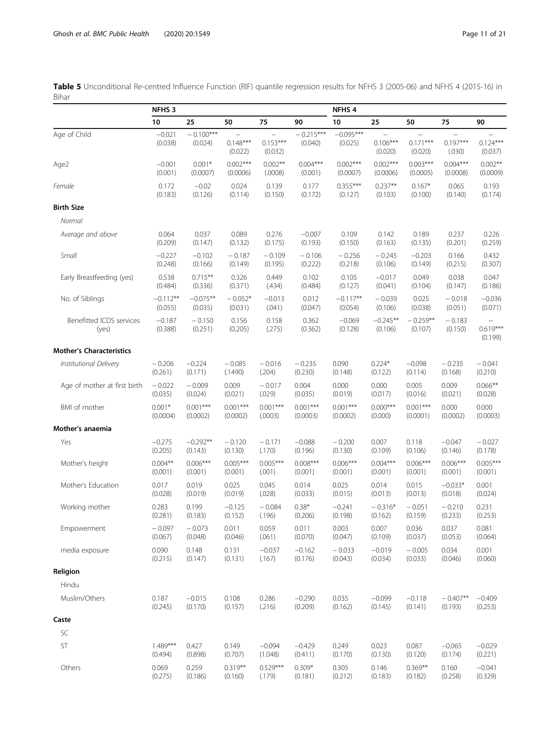**Table 5** Unconditional Re-centred Influence Function (RIF) quantile regression results for NFHS 3 (2005-06) and NFHS 4 (2015-16) in Bihar

| | NFHS 3 | | | | | NFHS 4 | | | | |
|---|---|---|---|---|---|---|---|---|---|---|
| | 10 | 25 | 50 | 75 | 90 | 10 | 25 | 50 | 75 | 90 |
| Age of Child | −0.021 (0.038) | − 0.100*** (0.024) | − 0.148*** (0.022) | − 0.153*** (0.032) | − 0.215*** (0.040) | −0.095*** (0.025) | − 0.106*** (0.020) | − 0.171*** (0.020) | − 0.197*** (.030) | − 0.124*** (0.037) |
| Age2 | −0.001 (0.001) | 0.001* (0.0007) | 0.002*** (0.0006) | 0.002** (.0008) | 0.004*** (0.001) | 0.002*** (0.0007) | 0.002*** (0.0006) | 0.003*** (0.0005) | 0.004*** (0.0008) | 0.002** (0.0009) |
| *Female* | 0.172 (0.183) | −0.02 (0.126) | 0.024 (0.114) | 0.139 (0.150) | 0.177 (0.172) | 0.355*** (0.127) | 0.237** (0.103) | 0.167* (0.100) | 0.065 (0.140) | 0.193 (0.174) |
| **Birth Size** | | | | | | | | | | |
| *Normal* | | | | | | | | | | |
| *Average and above* | 0.064 (0.209) | 0.037 (0.147) | 0.089 (0.132) | 0.276 (0.175) | −0.007 (0.193) | 0.109 (0.150) | 0.142 (0.163) | 0.189 (0.135) | 0.237 (0.201) | 0.226 (0.259) |
| *Small* | −0.227 (0.248) | −0.102 (0.166) | − 0.187 (0.149) | − 0.109 (0.195) | − 0.106 (0.222) | − 0.256 (0.218) | − 0.245 (0.106) | −0.203 (0.149) | 0.166 (0.215) | 0.432 (0.307) |
| Early Breastfeeding (yes) | 0.538 (0.484) | 0.715** (0.336) | 0.326 (0.371) | 0.449 (.434) | 0.102 (0.484) | 0.105 (0.127) | −0.017 (0.041) | 0.049 (0.104) | 0.038 (0.147) | 0.047 (0.186) |
| No. of Siblings | −0.112** (0.055) | −0.075** (0.035) | − 0.052* (0.031) | −0.013 (.041) | 0.012 (0.047) | −0.117** (0.054) | − 0.039 (0.106) | 0.025 (0.038) | − 0.018 (0.051) | −0.036 (0.071) |
| Benefitted ICDS services (yes) | −0.187 (0.388) | − 0.150 (0.251) | 0.156 (0.205) | 0.158 (.275) | 0.362 (0.362) | −0.069 (0.128) | −0.245** (0.106) | − 0.259** (0.107) | − 0.183 (0.150) | − 0.619*** (0.199) |
| **Mother's Characteristics** | | | | | | | | | | |
| *Institutional Delivery* | − 0.206 (0.261) | −0.224 (0.171) | − 0.085 (.1490) | − 0.016 (.204) | − 0.235 (0.230) | 0.090 (0.148) | 0.224* (0.122) | −0.098 (0.114) | − 0.235 (0.168) | − 0.041 (0.210) |
| Age of mother at first birth | − 0.022 (0.035) | − 0.009 (0.024) | 0.009 (0.021) | −0.017 (.029) | 0.004 (0.035) | 0.000 (0.019) | 0.000 (0.017) | 0.005 (0.016) | 0.009 (0.021) | 0.066** (0.028) |
| BMI of mother | 0.001* (0.0004) | 0.001*** (0.0002) | 0.001*** (0.0002) | 0.001*** (.0003) | 0.001*** (0.0003) | 0.001*** (0.0002) | 0.000*** (0.000) | 0.001*** (0.0001) | 0.000 (0.0002) | 0.000 (0.0003) |
| **Mother's anaemia** | | | | | | | | | | |
| Yes | −0.275 (0.205) | −0.292** (0.143) | − 0.120 (0.130) | − 0.171 (.170) | −0.088 (0.196) | − 0.200 (0.130) | 0.007 (0.109) | 0.118 (0.106) | −0.047 (0.146) | − 0.027 (0.178) |
| Mother's height | 0.004** (0.001) | 0.006*** (0.001) | 0.005*** (0.001) | 0.005*** (.001) | 0.008*** (0.001) | 0.006*** (0.001) | 0.004*** (0.001) | 0.006*** (0.001) | 0.006*** (0.001) | 0.005*** (0.001) |
| Mother's Education | 0.017 (0.028) | 0.019 (0.019) | 0.025 (0.019) | 0.045 (.028) | 0.014 (0.033) | 0.025 (0.015) | 0.014 (0.013) | 0.015 (0.013) | −0.033* (0.018) | 0.001 (0.024) |
| Working mother | 0.283 (0.281) | 0.199 (0.183) | −0.125 (0.152) | − 0.084 (.196) | 0.38* (0.206) | −0.241 (0.198) | − 0.316* (0.162) | − 0.051 (0.159) | − 0.210 (0.233) | 0.231 (0.253) |
| Empowerment | − 0.097 (0.067) | − 0.073 (0.048) | 0.011 (0.046) | 0.059 (.061) | 0.011 (0.070) | 0.003 (0.047) | 0.007 (0.109) | 0.036 (0.037) | 0.037 (0.053) | 0.081 (0.064) |
| media exposure | 0.090 (0.215) | 0.148 (0.147) | 0.131 (0.131) | −0.037 (.167) | −0.162 (0.176) | − 0.033 (0.043) | −0.019 (0.034) | − 0.005 (0.033) | 0.034 (0.046) | 0.001 (0.060) |
| **Religion** | | | | | | | | | | |
| Hindu | | | | | | | | | | |
| Muslim/Others | 0.187 (0.245) | −0.015 (0.170) | 0.108 (0.157) | 0.286 (.216) | −0.290 (0.209) | 0.035 (0.162) | −0.099 (0.145) | −0.118 (0.141) | − 0.407** (0.193) | −0.409 (0.253) |
| **Caste** | | | | | | | | | | |
| SC | | | | | | | | | | |
| ST | 1.489*** (0.494) | 0.427 (0.898) | 0.149 (0.707) | −0.094 (1.048) | −0.429 (0.411) | 0.249 (0.170) | 0.023 (0.130) | 0.087 (0.120) | −0.065 (0.174) | −0.029 (0.221) |
| Others | 0.069 (0.275) | 0.259 (0.186) | 0.319** (0.160) | 0.529*** (.179) | 0.309* (0.181) | 0.305 (0.212) | 0.146 (0.183) | 0.369** (0.182) | 0.160 (0.258) | −0.041 (0.329) |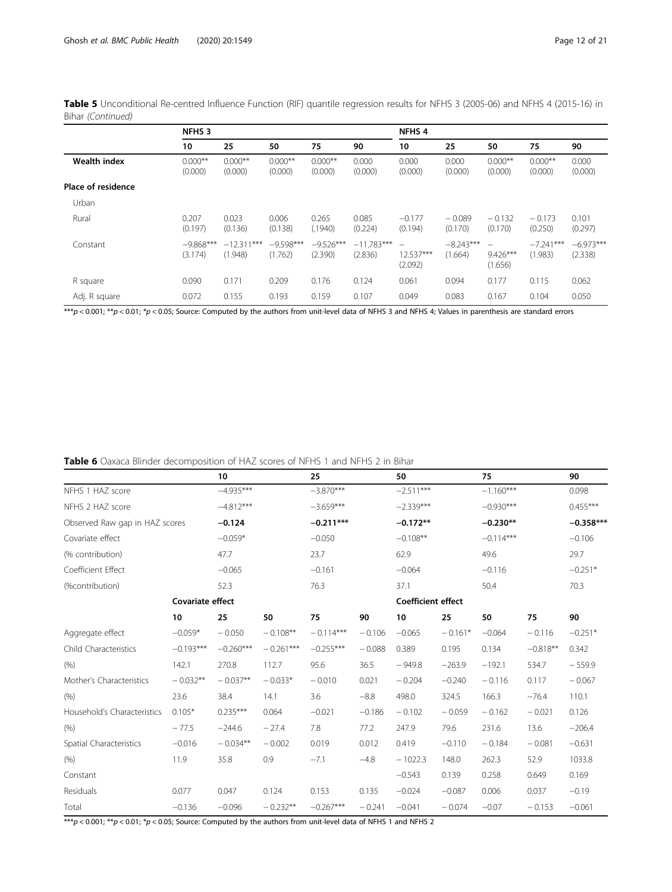**Table 5** Unconditional Re-centred Influence Function (RIF) quantile regression results for NFHS 3 (2005-06) and NFHS 4 (2015-16) in Bihar *(Continued)*

| | NFHS 3 | | | | | NFHS 4 | | | | |
|---|---|---|---|---|---|---|---|---|---|---|
| | 10 | 25 | 50 | 75 | 90 | 10 | 25 | 50 | 75 | 90 |
| **Wealth index** | 0.000** (0.000) | 0.000** (0.000) | 0.000** (0.000) | 0.000** (0.000) | 0.000 (0.000) | 0.000 (0.000) | 0.000 (0.000) | 0.000** (0.000) | 0.000** (0.000) | 0.000 (0.000) |
| **Place of residence** | | | | | | | | | | |
| Urban | | | | | | | | | | |
| Rural | 0.207 (0.197) | 0.023 (0.136) | 0.006 (0.138) | 0.265 (.1940) | 0.085 (0.224) | −0.177 (0.194) | − 0.089 (0.170) | − 0.132 (0.170) | − 0.173 (0.250) | 0.101 (0.297) |
| Constant | −9.868*** (3.174) | −12.311*** (1.948) | −9.598*** (1.762) | −9.526*** (2.390) | −11.783*** (2.836) | − 12.537*** (2.092) | −8.243*** (1.664) | − 9.426*** (1.656) | −7.241*** (1.983) | −6.973*** (2.338) |
| R square | 0.090 | 0.171 | 0.209 | 0.176 | 0.124 | 0.061 | 0.094 | 0.177 | 0.115 | 0.062 |
| Adj. R square | 0.072 | 0.155 | 0.193 | 0.159 | 0.107 | 0.049 | 0.083 | 0.167 | 0.104 | 0.050 |

***$p < 0.001$; **$p < 0.01$; *$p < 0.05$; Source: Computed by the authors from unit-level data of NFHS 3 and NFHS 4; Values in parenthesis are standard errors

**Table 6** Oaxaca Blinder decomposition of HAZ scores of NFHS 1 and NFHS 2 in Bihar

| | 10 | | 25 | | 50 | | 75 | | 90 | |
|---|---|---|---|---|---|---|---|---|---|---|
| NFHS 1 HAZ score | −4.935*** | | −3.870*** | | −2.511*** | | −1.160*** | | 0.098 | |
| NFHS 2 HAZ score | −4.812*** | | −3.659*** | | −2.339*** | | −0.930*** | | 0.455*** | |
| Observed Raw gap in HAZ scores | **−0.124** | | **−0.211*** ** | | **−0.172** ** | | **−0.230** ** | | **−0.358*** ** | |
| Covariate effect | −0.059* | | −0.050 | | −0.108** | | −0.114*** | | −0.106 | |
| (% contribution) | 47.7 | | 23.7 | | 62.9 | | 49.6 | | 29.7 | |
| Coefficient Effect | −0.065 | | −0.161 | | −0.064 | | −0.116 | | −0.251* | |
| (%contribution) | 52.3 | | 76.3 | | 37.1 | | 50.4 | | 70.3 | |
| | **Covariate effect** | | | | | **Coefficient effect** | | | | |
| | **10** | **25** | **50** | **75** | **90** | **10** | **25** | **50** | **75** | **90** |
| Aggregate effect | −0.059* | − 0.050 | − 0.108** | − 0.114*** | − 0.106 | −0.065 | − 0.161* | −0.064 | − 0.116 | −0.251* |
| Child Characteristics | −0.193*** | −0.260*** | − 0.261*** | −0.255*** | −0.088 | 0.389 | 0.195 | 0.134 | −0.818** | 0.342 |
| (%) | 142.1 | 270.8 | 112.7 | 95.6 | 36.5 | − 949.8 | −263.9 | −192.1 | 534.7 | − 559.9 |
| Mother's Characteristics | − 0.032** | − 0.037** | − 0.033* | − 0.010 | 0.021 | − 0.204 | −0.240 | − 0.116 | 0.117 | − 0.067 |
| (%) | 23.6 | 38.4 | 14.1 | 3.6 | −8.8 | 498.0 | 324.5 | 166.3 | −76.4 | 110.1 |
| Household's Characteristics | 0.105* | 0.235*** | 0.064 | −0.021 | −0.186 | − 0.102 | − 0.059 | − 0.162 | − 0.021 | 0.126 |
| (%) | − 77.5 | −244.6 | − 27.4 | 7.8 | 77.2 | 247.9 | 79.6 | 231.6 | 13.6 | −206.4 |
| Spatial Characteristics | −0.016 | − 0.034** | − 0.002 | 0.019 | 0.012 | 0.419 | −0.110 | − 0.184 | − 0.081 | −0.631 |
| (%) | 11.9 | 35.8 | 0.9 | −7.1 | −4.8 | − 1022.3 | 148.0 | 262.3 | 52.9 | 1033.8 |
| Constant | | | | | | −0.543 | 0.139 | 0.258 | 0.649 | 0.169 |
| Residuals | 0.077 | 0.047 | 0.124 | 0.153 | 0.135 | −0.024 | −0.087 | 0.006 | 0.037 | −0.19 |
| Total | −0.136 | −0.096 | − 0.232** | −0.267*** | − 0.241 | −0.041 | − 0.074 | −0.07 | − 0.153 | −0.061 |

***$p < 0.001$; **$p < 0.01$; *$p < 0.05$; Source: Computed by the authors from unit-level data of NFHS 1 and NFHS 2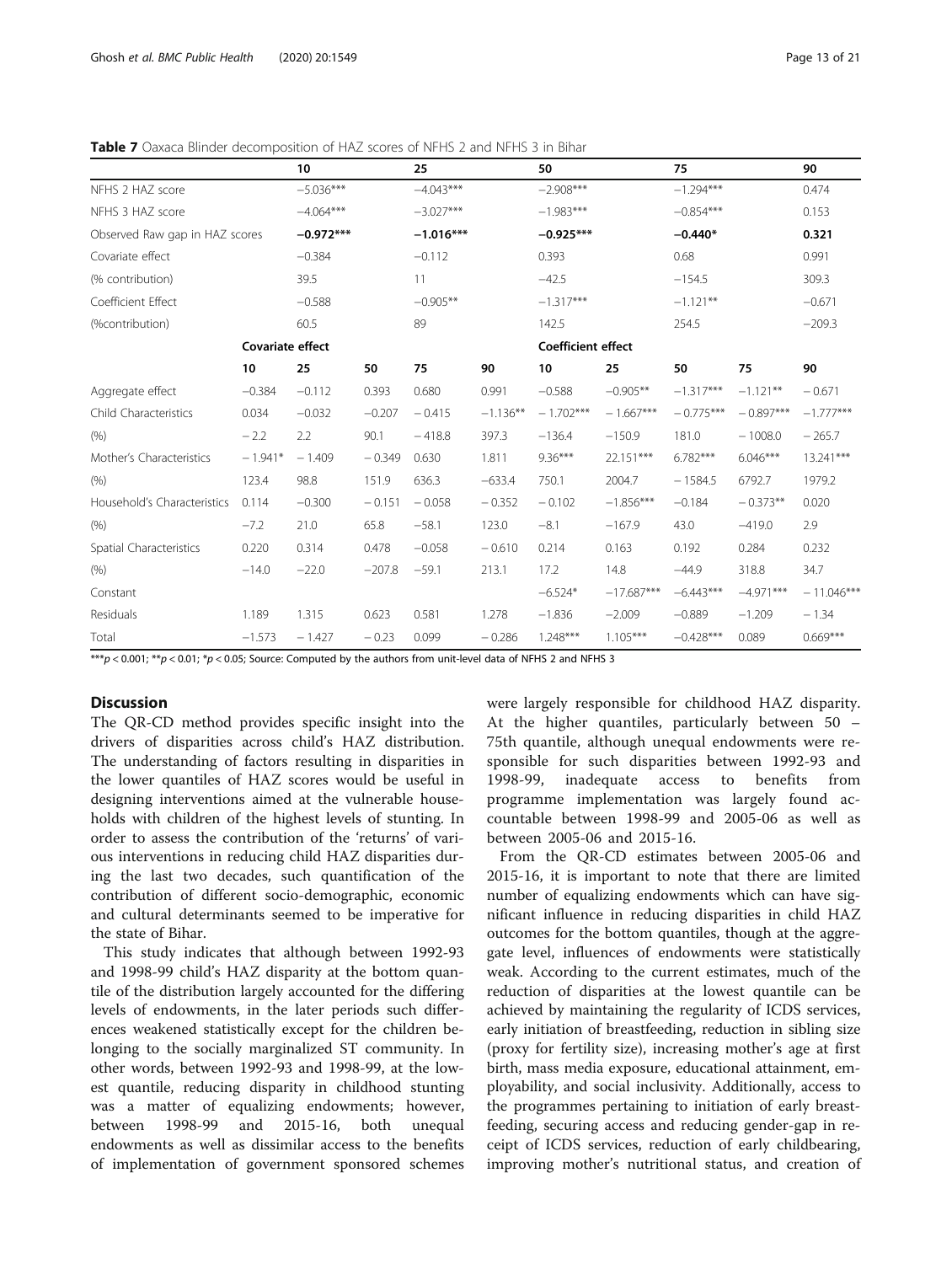**Table 7** Oaxaca Blinder decomposition of HAZ scores of NFHS 2 and NFHS 3 in Bihar

| | 10 | | 25 | | 50 | | 75 | | 90 | |
|---|---|---|---|---|---|---|---|---|---|---|
| NFHS 2 HAZ score | −5.036*** | | −4.043*** | | −2.908*** | | −1.294*** | | 0.474 | |
| NFHS 3 HAZ score | −4.064*** | | −3.027*** | | −1.983*** | | −0.854*** | | 0.153 | |
| Observed Raw gap in HAZ scores | **−0.972*** ** | | **−1.016*** ** | | **−0.925*** ** | | **−0.440*** | | **0.321** | |
| Covariate effect | −0.384 | | −0.112 | | 0.393 | | 0.68 | | 0.991 | |
| (% contribution) | 39.5 | | 11 | | −42.5 | | −154.5 | | 309.3 | |
| Coefficient Effect | −0.588 | | −0.905** | | −1.317*** | | −1.121** | | −0.671 | |
| (%contribution) | 60.5 | | 89 | | 142.5 | | 254.5 | | −209.3 | |
| | **Covariate effect** | | | | | **Coefficient effect** | | | | |
| | **10** | **25** | **50** | **75** | **90** | **10** | **25** | **50** | **75** | **90** |
| Aggregate effect | −0.384 | −0.112 | 0.393 | 0.680 | 0.991 | −0.588 | −0.905** | −1.317*** | −1.121** | −0.671 |
| Child Characteristics | 0.034 | −0.032 | −0.207 | −0.415 | −1.136** | −1.702*** | −1.667*** | −0.775*** | −0.897*** | −1.777*** |
| (%) | −2.2 | 2.2 | 90.1 | −418.8 | 397.3 | −136.4 | −150.9 | 181.0 | −1008.0 | −265.7 |
| Mother's Characteristics | −1.941* | −1.409 | −0.349 | 0.630 | 1.811 | 9.36*** | 22.151*** | 6.782*** | 6.046*** | 13.241*** |
| (%) | 123.4 | 98.8 | 151.9 | 636.3 | −633.4 | 750.1 | 2004.7 | −1584.5 | 6792.7 | 1979.2 |
| Household's Characteristics | 0.114 | −0.300 | −0.151 | −0.058 | −0.352 | −0.102 | −1.856*** | −0.184 | −0.373** | 0.020 |
| (%) | −7.2 | 21.0 | 65.8 | −58.1 | 123.0 | −8.1 | −167.9 | 43.0 | −419.0 | 2.9 |
| Spatial Characteristics | 0.220 | 0.314 | 0.478 | −0.058 | −0.610 | 0.214 | 0.163 | 0.192 | 0.284 | 0.232 |
| (%) | −14.0 | −22.0 | −207.8 | −59.1 | 213.1 | 17.2 | 14.8 | −44.9 | 318.8 | 34.7 |
| Constant | | | | | | −6.524* | −17.687*** | −6.443*** | −4.971*** | −11.046*** |
| Residuals | 1.189 | 1.315 | 0.623 | 0.581 | 1.278 | −1.836 | −2.009 | −0.889 | −1.209 | −1.34 |
| Total | −1.573 | −1.427 | −0.23 | 0.099 | −0.286 | 1.248*** | 1.105*** | −0.428*** | 0.089 | 0.669*** |

***$p < 0.001$; **$p < 0.01$; *$p < 0.05$; Source: Computed by the authors from unit-level data of NFHS 2 and NFHS 3

## Discussion

The QR-CD method provides specific insight into the drivers of disparities across child's HAZ distribution. The understanding of factors resulting in disparities in the lower quantiles of HAZ scores would be useful in designing interventions aimed at the vulnerable households with children of the highest levels of stunting. In order to assess the contribution of the 'returns' of various interventions in reducing child HAZ disparities during the last two decades, such quantification of the contribution of different socio-demographic, economic and cultural determinants seemed to be imperative for the state of Bihar.

This study indicates that although between 1992-93 and 1998-99 child's HAZ disparity at the bottom quantile of the distribution largely accounted for the differing levels of endowments, in the later periods such differences weakened statistically except for the children belonging to the socially marginalized ST community. In other words, between 1992-93 and 1998-99, at the lowest quantile, reducing disparity in childhood stunting was a matter of equalizing endowments; however, between 1998-99 and 2015-16, both unequal endowments as well as dissimilar access to the benefits of implementation of government sponsored schemes were largely responsible for childhood HAZ disparity. At the higher quantiles, particularly between 50 – 75th quantile, although unequal endowments were responsible for such disparities between 1992-93 and 1998-99, inadequate access to benefits from programme implementation was largely found accountable between 1998-99 and 2005-06 as well as between 2005-06 and 2015-16.

From the QR-CD estimates between 2005-06 and 2015-16, it is important to note that there are limited number of equalizing endowments which can have significant influence in reducing disparities in child HAZ outcomes for the bottom quantiles, though at the aggregate level, influences of endowments were statistically weak. According to the current estimates, much of the reduction of disparities at the lowest quantile can be achieved by maintaining the regularity of ICDS services, early initiation of breastfeeding, reduction in sibling size (proxy for fertility size), increasing mother's age at first birth, mass media exposure, educational attainment, employability, and social inclusivity. Additionally, access to the programmes pertaining to initiation of early breastfeeding, securing access and reducing gender-gap in receipt of ICDS services, reduction of early childbearing, improving mother's nutritional status, and creation of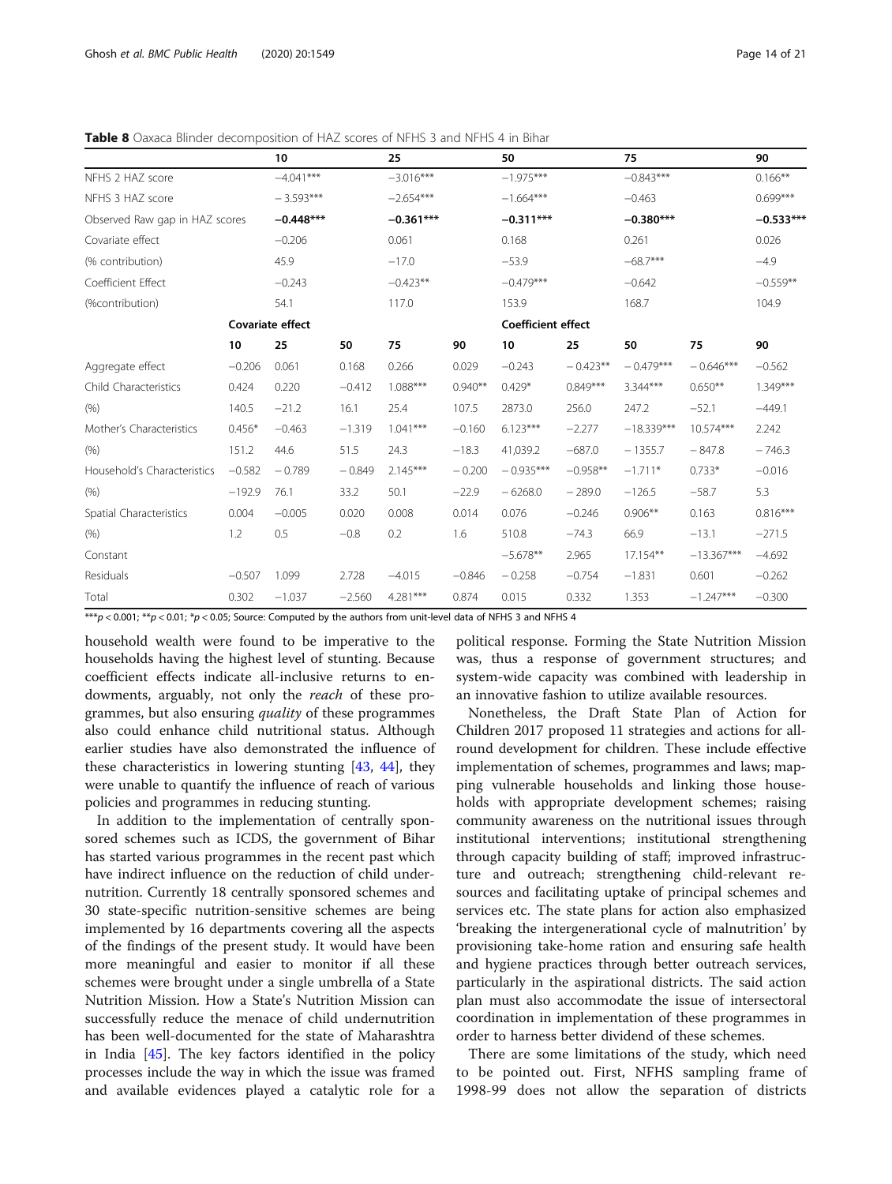**Table 8** Oaxaca Blinder decomposition of HAZ scores of NFHS 3 and NFHS 4 in Bihar

| | 10 | | 25 | | 50 | | 75 | | 90 |
|---|---|---|---|---|---|---|---|---|---|
| NFHS 2 HAZ score | −4.041*** | | −3.016*** | | −1.975*** | | −0.843*** | | 0.166** |
| NFHS 3 HAZ score | − 3.593*** | | −2.654*** | | −1.664*** | | −0.463 | | 0.699*** |
| Observed Raw gap in HAZ scores | **−0.448*** ** | | **−0.361*** ** | | **−0.311*** ** | | **−0.380*** ** | | **−0.533*** ** |
| Covariate effect | −0.206 | | 0.061 | | 0.168 | | 0.261 | | 0.026 |
| (% contribution) | 45.9 | | −17.0 | | −53.9 | | −68.7*** | | −4.9 |
| Coefficient Effect | −0.243 | | −0.423** | | −0.479*** | | −0.642 | | −0.559** |
| (%contribution) | 54.1 | | 117.0 | | 153.9 | | 168.7 | | 104.9 |

| | **Covariate effect** | | | | | **Coefficient effect** | | | | |
|---|---|---|---|---|---|---|---|---|---|---|
| | **10** | **25** | **50** | **75** | **90** | **10** | **25** | **50** | **75** | **90** |
| Aggregate effect | −0.206 | 0.061 | 0.168 | 0.266 | 0.029 | −0.243 | − 0.423** | − 0.479*** | − 0.646*** | −0.562 |
| Child Characteristics | 0.424 | 0.220 | −0.412 | 1.088*** | 0.940** | 0.429* | 0.849*** | 3.344*** | 0.650** | 1.349*** |
| (%) | 140.5 | −21.2 | 16.1 | 25.4 | 107.5 | 2873.0 | 256.0 | 247.2 | −52.1 | −449.1 |
| Mother's Characteristics | 0.456* | −0.463 | −1.319 | 1.041*** | −0.160 | 6.123*** | −2.277 | −18.339*** | 10.574*** | 2.242 |
| (%) | 151.2 | 44.6 | 51.5 | 24.3 | −18.3 | 41,039.2 | −687.0 | − 1355.7 | − 847.8 | − 746.3 |
| Household's Characteristics | −0.582 | − 0.789 | − 0.849 | 2.145*** | − 0.200 | − 0.935*** | −0.958** | −1.711* | 0.733* | −0.016 |
| (%) | −192.9 | 76.1 | 33.2 | 50.1 | −22.9 | − 6268.0 | − 289.0 | −126.5 | −58.7 | 5.3 |
| Spatial Characteristics | 0.004 | −0.005 | 0.020 | 0.008 | 0.014 | 0.076 | −0.246 | 0.906** | 0.163 | 0.816*** |
| (%) | 1.2 | 0.5 | −0.8 | 0.2 | 1.6 | 510.8 | −74.3 | 66.9 | −13.1 | −271.5 |
| Constant | | | | | | −5.678** | 2.965 | 17.154** | −13.367*** | −4.692 |
| Residuals | −0.507 | 1.099 | 2.728 | −4.015 | −0.846 | − 0.258 | −0.754 | −1.831 | 0.601 | −0.262 |
| Total | 0.302 | −1.037 | −2.560 | 4.281*** | 0.874 | 0.015 | 0.332 | 1.353 | −1.247*** | −0.300 |

***p < 0.001; **p < 0.01; *p < 0.05; Source: Computed by the authors from unit-level data of NFHS 3 and NFHS 4

household wealth were found to be imperative to the households having the highest level of stunting. Because coefficient effects indicate all-inclusive returns to endowments, arguably, not only the *reach* of these programmes, but also ensuring *quality* of these programmes also could enhance child nutritional status. Although earlier studies have also demonstrated the influence of these characteristics in lowering stunting [43, 44], they were unable to quantify the influence of reach of various policies and programmes in reducing stunting.

In addition to the implementation of centrally sponsored schemes such as ICDS, the government of Bihar has started various programmes in the recent past which have indirect influence on the reduction of child undernutrition. Currently 18 centrally sponsored schemes and 30 state-specific nutrition-sensitive schemes are being implemented by 16 departments covering all the aspects of the findings of the present study. It would have been more meaningful and easier to monitor if all these schemes were brought under a single umbrella of a State Nutrition Mission. How a State's Nutrition Mission can successfully reduce the menace of child undernutrition has been well-documented for the state of Maharashtra in India [45]. The key factors identified in the policy processes include the way in which the issue was framed and available evidences played a catalytic role for a political response. Forming the State Nutrition Mission was, thus a response of government structures; and system-wide capacity was combined with leadership in an innovative fashion to utilize available resources.

Nonetheless, the Draft State Plan of Action for Children 2017 proposed 11 strategies and actions for all-round development for children. These include effective implementation of schemes, programmes and laws; mapping vulnerable households and linking those households with appropriate development schemes; raising community awareness on the nutritional issues through institutional interventions; institutional strengthening through capacity building of staff; improved infrastructure and outreach; strengthening child-relevant resources and facilitating uptake of principal schemes and services etc. The state plans for action also emphasized 'breaking the intergenerational cycle of malnutrition' by provisioning take-home ration and ensuring safe health and hygiene practices through better outreach services, particularly in the aspirational districts. The said action plan must also accommodate the issue of intersectoral coordination in implementation of these programmes in order to harness better dividend of these schemes.

There are some limitations of the study, which need to be pointed out. First, NFHS sampling frame of 1998-99 does not allow the separation of districts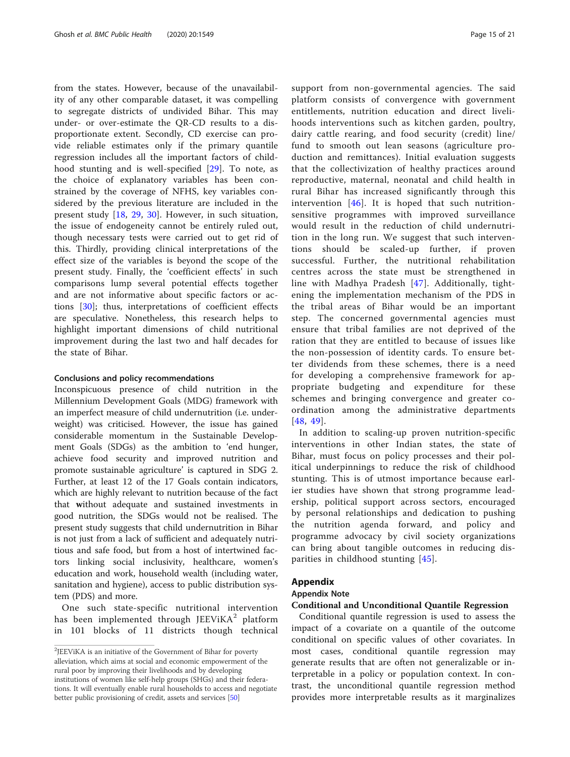from the states. However, because of the unavailability of any other comparable dataset, it was compelling to segregate districts of undivided Bihar. This may under- or over-estimate the QR-CD results to a disproportionate extent. Secondly, CD exercise can provide reliable estimates only if the primary quantile regression includes all the important factors of childhood stunting and is well-specified [29]. To note, as the choice of explanatory variables has been constrained by the coverage of NFHS, key variables considered by the previous literature are included in the present study [18, 29, 30]. However, in such situation, the issue of endogeneity cannot be entirely ruled out, though necessary tests were carried out to get rid of this. Thirdly, providing clinical interpretations of the effect size of the variables is beyond the scope of the present study. Finally, the 'coefficient effects' in such comparisons lump several potential effects together and are not informative about specific factors or actions [30]; thus, interpretations of coefficient effects are speculative. Nonetheless, this research helps to highlight important dimensions of child nutritional improvement during the last two and half decades for the state of Bihar.

#### Conclusions and policy recommendations

Inconspicuous presence of child nutrition in the Millennium Development Goals (MDG) framework with an imperfect measure of child undernutrition (i.e. underweight) was criticised. However, the issue has gained considerable momentum in the Sustainable Development Goals (SDGs) as the ambition to 'end hunger, achieve food security and improved nutrition and promote sustainable agriculture' is captured in SDG 2. Further, at least 12 of the 17 Goals contain indicators, which are highly relevant to nutrition because of the fact that without adequate and sustained investments in good nutrition, the SDGs would not be realised. The present study suggests that child undernutrition in Bihar is not just from a lack of sufficient and adequately nutritious and safe food, but from a host of intertwined factors linking social inclusivity, healthcare, women's education and work, household wealth (including water, sanitation and hygiene), access to public distribution system (PDS) and more.

One such state-specific nutritional intervention has been implemented through JEEViKA[2] platform in 101 blocks of 11 districts though technical support from non-governmental agencies. The said platform consists of convergence with government entitlements, nutrition education and direct livelihoods interventions such as kitchen garden, poultry, dairy cattle rearing, and food security (credit) line/fund to smooth out lean seasons (agriculture production and remittances). Initial evaluation suggests that the collectivization of healthy practices around reproductive, maternal, neonatal and child health in rural Bihar has increased significantly through this intervention [46]. It is hoped that such nutrition-sensitive programmes with improved surveillance would result in the reduction of child undernutrition in the long run. We suggest that such interventions should be scaled-up further, if proven successful. Further, the nutritional rehabilitation centres across the state must be strengthened in line with Madhya Pradesh [47]. Additionally, tightening the implementation mechanism of the PDS in the tribal areas of Bihar would be an important step. The concerned governmental agencies must ensure that tribal families are not deprived of the ration that they are entitled to because of issues like the non-possession of identity cards. To ensure better dividends from these schemes, there is a need for developing a comprehensive framework for appropriate budgeting and expenditure for these schemes and bringing convergence and greater coordination among the administrative departments [48, 49].

In addition to scaling-up proven nutrition-specific interventions in other Indian states, the state of Bihar, must focus on policy processes and their political underpinnings to reduce the risk of childhood stunting. This is of utmost importance because earlier studies have shown that strong programme leadership, political support across sectors, encouraged by personal relationships and dedication to pushing the nutrition agenda forward, and policy and programme advocacy by civil society organizations can bring about tangible outcomes in reducing disparities in childhood stunting [45].

## Appendix

### Appendix Note

### Conditional and Unconditional Quantile Regression

Conditional quantile regression is used to assess the impact of a covariate on a quantile of the outcome conditional on specific values of other covariates. In most cases, conditional quantile regression may generate results that are often not generalizable or interpretable in a policy or population context. In contrast, the unconditional quantile regression method provides more interpretable results as it marginalizes

[2] JEEViKA is an initiative of the Government of Bihar for poverty alleviation, which aims at social and economic empowerment of the rural poor by improving their livelihoods and by developing institutions of women like self-help groups (SHGs) and their federations. It will eventually enable rural households to access and negotiate better public provisioning of credit, assets and services [50]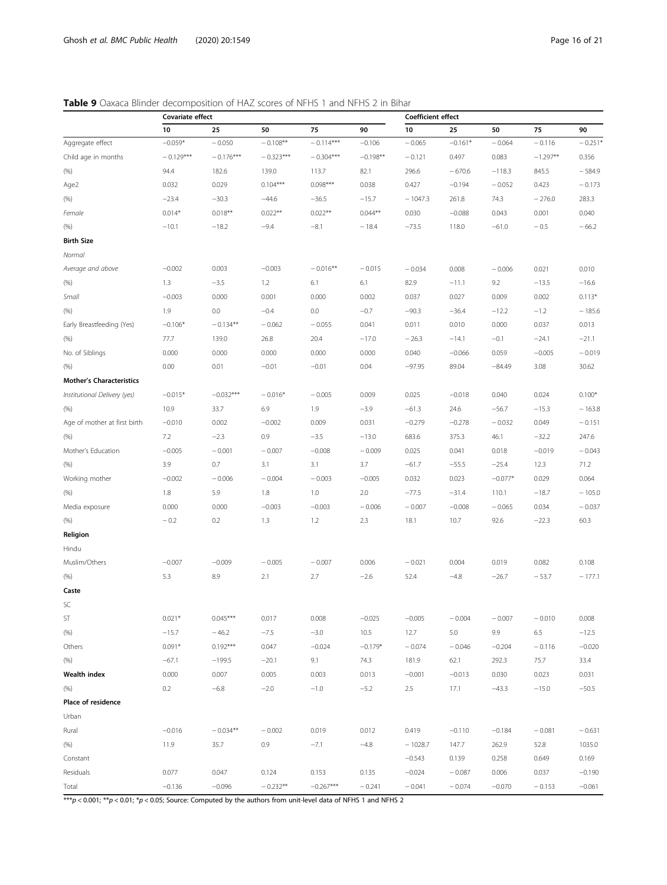**Table 9** Oaxaca Blinder decomposition of HAZ scores of NFHS 1 and NFHS 2 in Bihar

| | Covariate effect | | | | | Coefficient effect | | | | |
|---|---|---|---|---|---|---|---|---|---|---|
| | 10 | 25 | 50 | 75 | 90 | 10 | 25 | 50 | 75 | 90 |
| Aggregate effect | −0.059* | −0.050 | −0.108** | −0.114*** | −0.106 | −0.065 | −0.161* | −0.064 | −0.116 | −0.251* |
| Child age in months | −0.129*** | −0.176*** | −0.323*** | −0.304*** | −0.198** | −0.121 | 0.497 | 0.083 | −1.297** | 0.356 |
| (%) | 94.4 | 182.6 | 139.0 | 113.7 | 82.1 | 296.6 | −670.6 | −118.3 | 845.5 | −584.9 |
| Age2 | 0.032 | 0.029 | 0.104*** | 0.098*** | 0.038 | 0.427 | −0.194 | −0.052 | 0.423 | −0.173 |
| (%) | −23.4 | −30.3 | −44.6 | −36.5 | −15.7 | −1047.3 | 261.8 | 74.3 | −276.0 | 283.3 |
| *Female* | 0.014* | 0.018** | 0.022** | 0.022** | 0.044** | 0.030 | −0.088 | 0.043 | 0.001 | 0.040 |
| (%) | −10.1 | −18.2 | −9.4 | −8.1 | −18.4 | −73.5 | 118.0 | −61.0 | −0.5 | −66.2 |
| **Birth Size** | | | | | | | | | | |
| *Normal* | | | | | | | | | | |
| *Average and above* | −0.002 | 0.003 | −0.003 | −0.016** | −0.015 | −0.034 | 0.008 | −0.006 | 0.021 | 0.010 |
| (%) | 1.3 | −3.5 | 1.2 | 6.1 | 6.1 | 82.9 | −11.1 | 9.2 | −13.5 | −16.6 |
| *Small* | −0.003 | 0.000 | 0.001 | 0.000 | 0.002 | 0.037 | 0.027 | 0.009 | 0.002 | 0.113* |
| (%) | 1.9 | 0.0 | −0.4 | 0.0 | −0.7 | −90.3 | −36.4 | −12.2 | −1.2 | −185.6 |
| Early Breastfeeding (Yes) | −0.106* | −0.134** | −0.062 | −0.055 | 0.041 | 0.011 | 0.010 | 0.000 | 0.037 | 0.013 |
| (%) | 77.7 | 139.0 | 26.8 | 20.4 | −17.0 | −26.3 | −14.1 | −0.1 | −24.1 | −21.1 |
| No. of Siblings | 0.000 | 0.000 | 0.000 | 0.000 | 0.000 | 0.040 | −0.066 | 0.059 | −0.005 | −0.019 |
| (%) | 0.00 | 0.01 | −0.01 | −0.01 | 0.04 | −97.95 | 89.04 | −84.49 | 3.08 | 30.62 |
| **Mother's Characteristics** | | | | | | | | | | |
| *Institutional Delivery (yes)* | −0.015* | −0.032*** | −0.016* | −0.005 | 0.009 | 0.025 | −0.018 | 0.040 | 0.024 | 0.100* |
| (%) | 10.9 | 33.7 | 6.9 | 1.9 | −3.9 | −61.3 | 24.6 | −56.7 | −15.3 | −163.8 |
| Age of mother at first birth | −0.010 | 0.002 | −0.002 | 0.009 | 0.031 | −0.279 | −0.278 | −0.032 | 0.049 | −0.151 |
| (%) | 7.2 | −2.3 | 0.9 | −3.5 | −13.0 | 683.6 | 375.3 | 46.1 | −32.2 | 247.6 |
| Mother's Education | −0.005 | −0.001 | −0.007 | −0.008 | −0.009 | 0.025 | 0.041 | 0.018 | −0.019 | −0.043 |
| (%) | 3.9 | 0.7 | 3.1 | 3.1 | 3.7 | −61.7 | −55.5 | −25.4 | 12.3 | 71.2 |
| Working mother | −0.002 | −0.006 | −0.004 | −0.003 | −0.005 | 0.032 | 0.023 | −0.077* | 0.029 | 0.064 |
| (%) | 1.8 | 5.9 | 1.8 | 1.0 | 2.0 | −77.5 | −31.4 | 110.1 | −18.7 | −105.0 |
| Media exposure | 0.000 | 0.000 | −0.003 | −0.003 | −0.006 | −0.007 | −0.008 | −0.065 | 0.034 | −0.037 |
| (%) | −0.2 | 0.2 | 1.3 | 1.2 | 2.3 | 18.1 | 10.7 | 92.6 | −22.3 | 60.3 |
| **Religion** | | | | | | | | | | |
| Hindu | | | | | | | | | | |
| Muslim/Others | −0.007 | −0.009 | −0.005 | −0.007 | 0.006 | −0.021 | 0.004 | 0.019 | 0.082 | 0.108 |
| (%) | 5.3 | 8.9 | 2.1 | 2.7 | −2.6 | 52.4 | −4.8 | −26.7 | −53.7 | −177.1 |
| **Caste** | | | | | | | | | | |
| SC | | | | | | | | | | |
| ST | 0.021* | 0.045*** | 0.017 | 0.008 | −0.025 | −0.005 | −0.004 | −0.007 | −0.010 | 0.008 |
| (%) | −15.7 | −46.2 | −7.5 | −3.0 | 10.5 | 12.7 | 5.0 | 9.9 | 6.5 | −12.5 |
| Others | 0.091* | 0.192*** | 0.047 | −0.024 | −0.179* | −0.074 | −0.046 | −0.204 | −0.116 | −0.020 |
| (%) | −67.1 | −199.5 | −20.1 | 9.1 | 74.3 | 181.9 | 62.1 | 292.3 | 75.7 | 33.4 |
| **Wealth index** | 0.000 | 0.007 | 0.005 | 0.003 | 0.013 | −0.001 | −0.013 | 0.030 | 0.023 | 0.031 |
| (%) | 0.2 | −6.8 | −2.0 | −1.0 | −5.2 | 2.5 | 17.1 | −43.3 | −15.0 | −50.5 |
| **Place of residence** | | | | | | | | | | |
| Urban | | | | | | | | | | |
| Rural | −0.016 | −0.034** | −0.002 | 0.019 | 0.012 | 0.419 | −0.110 | −0.184 | −0.081 | −0.631 |
| (%) | 11.9 | 35.7 | 0.9 | −7.1 | −4.8 | −1028.7 | 147.7 | 262.9 | 52.8 | 1035.0 |
| Constant | | | | | | −0.543 | 0.139 | 0.258 | 0.649 | 0.169 |
| Residuals | 0.077 | 0.047 | 0.124 | 0.153 | 0.135 | −0.024 | −0.087 | 0.006 | 0.037 | −0.190 |
| Total | −0.136 | −0.096 | −0.232** | −0.267*** | −0.241 | −0.041 | −0.074 | −0.070 | −0.153 | −0.061 |

***$p < 0.001$; **$p < 0.01$; *$p < 0.05$; Source: Computed by the authors from unit-level data of NFHS 1 and NFHS 2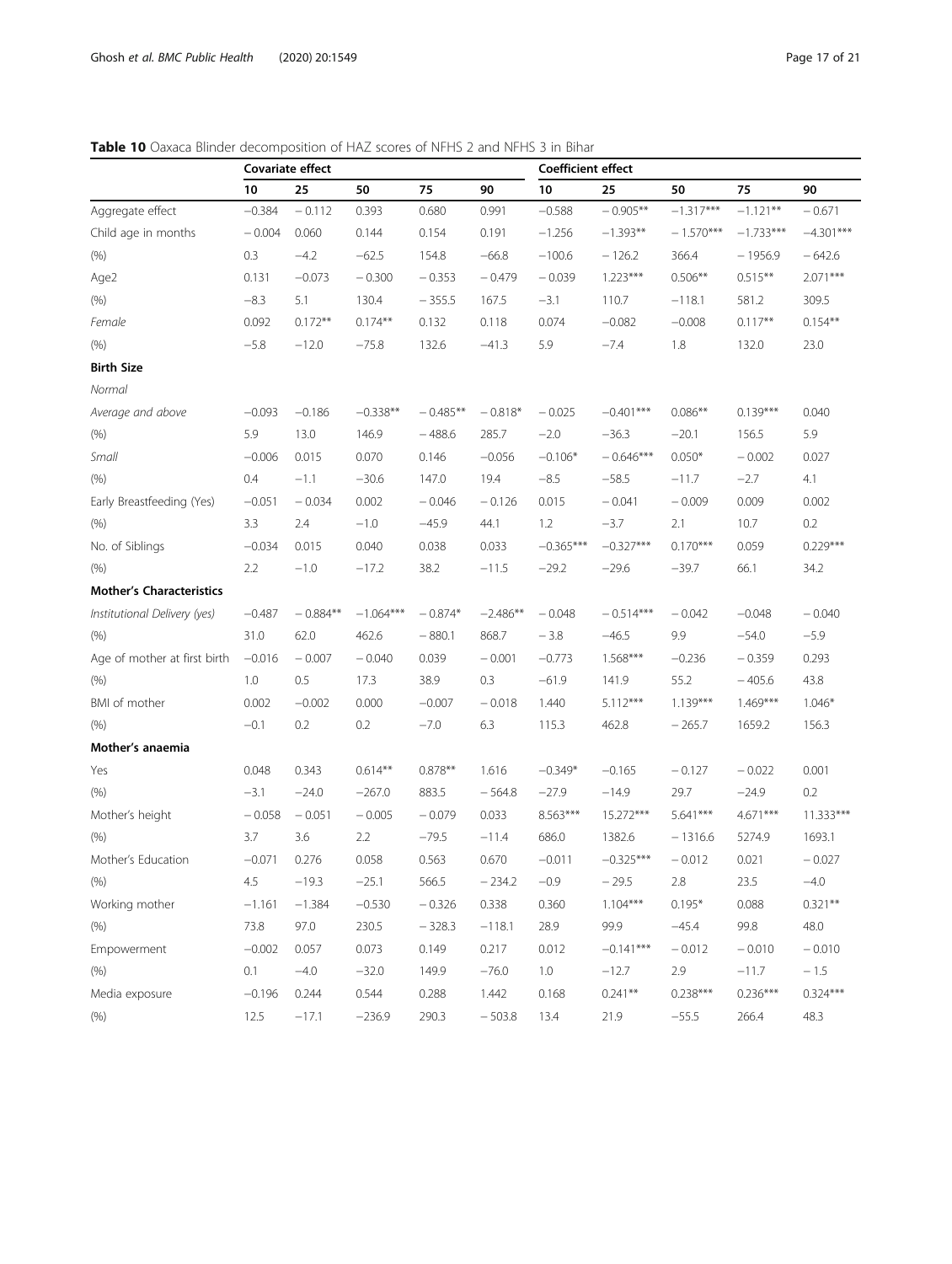**Table 10** Oaxaca Blinder decomposition of HAZ scores of NFHS 2 and NFHS 3 in Bihar

| | Covariate effect | | | | | Coefficient effect | | | | |
|---|---|---|---|---|---|---|---|---|---|---|
| | 10 | 25 | 50 | 75 | 90 | 10 | 25 | 50 | 75 | 90 |
| Aggregate effect | −0.384 | − 0.112 | 0.393 | 0.680 | 0.991 | −0.588 | − 0.905** | −1.317*** | −1.121** | − 0.671 |
| Child age in months | − 0.004 | 0.060 | 0.144 | 0.154 | 0.191 | −1.256 | −1.393** | − 1.570*** | −1.733*** | −4.301*** |
| (%) | 0.3 | −4.2 | −62.5 | 154.8 | −66.8 | −100.6 | − 126.2 | 366.4 | − 1956.9 | − 642.6 |
| Age2 | 0.131 | −0.073 | − 0.300 | − 0.353 | − 0.479 | − 0.039 | 1.223*** | 0.506** | 0.515** | 2.071*** |
| (%) | −8.3 | 5.1 | 130.4 | − 355.5 | 167.5 | −3.1 | 110.7 | −118.1 | 581.2 | 309.5 |
| *Female* | 0.092 | 0.172** | 0.174** | 0.132 | 0.118 | 0.074 | −0.082 | −0.008 | 0.117** | 0.154** |
| (%) | −5.8 | −12.0 | −75.8 | 132.6 | −41.3 | 5.9 | −7.4 | 1.8 | 132.0 | 23.0 |
| **Birth Size** | | | | | | | | | | |
| *Normal* | | | | | | | | | | |
| *Average and above* | −0.093 | −0.186 | −0.338** | − 0.485** | − 0.818* | − 0.025 | −0.401*** | 0.086** | 0.139*** | 0.040 |
| (%) | 5.9 | 13.0 | 146.9 | −488.6 | 285.7 | −2.0 | −36.3 | −20.1 | 156.5 | 5.9 |
| *Small* | −0.006 | 0.015 | 0.070 | 0.146 | −0.056 | −0.106* | − 0.646*** | 0.050* | − 0.002 | 0.027 |
| (%) | 0.4 | −1.1 | −30.6 | 147.0 | 19.4 | −8.5 | −58.5 | −11.7 | −2.7 | 4.1 |
| Early Breastfeeding (Yes) | −0.051 | − 0.034 | 0.002 | − 0.046 | − 0.126 | 0.015 | − 0.041 | − 0.009 | 0.009 | 0.002 |
| (%) | 3.3 | 2.4 | −1.0 | −45.9 | 44.1 | 1.2 | −3.7 | 2.1 | 10.7 | 0.2 |
| No. of Siblings | −0.034 | 0.015 | 0.040 | 0.038 | 0.033 | −0.365*** | −0.327*** | 0.170*** | 0.059 | 0.229*** |
| (%) | 2.2 | −1.0 | −17.2 | 38.2 | −11.5 | −29.2 | −29.6 | −39.7 | 66.1 | 34.2 |
| **Mother's Characteristics** | | | | | | | | | | |
| *Institutional Delivery (yes)* | −0.487 | − 0.884** | −1.064*** | − 0.874* | −2.486** | − 0.048 | − 0.514*** | − 0.042 | −0.048 | − 0.040 |
| (%) | 31.0 | 62.0 | 462.6 | − 880.1 | 868.7 | − 3.8 | −46.5 | 9.9 | −54.0 | −5.9 |
| Age of mother at first birth | −0.016 | − 0.007 | − 0.040 | 0.039 | − 0.001 | −0.773 | 1.568*** | −0.236 | − 0.359 | 0.293 |
| (%) | 1.0 | 0.5 | 17.3 | 38.9 | 0.3 | −61.9 | 141.9 | 55.2 | −405.6 | 43.8 |
| BMI of mother | 0.002 | −0.002 | 0.000 | −0.007 | − 0.018 | 1.440 | 5.112*** | 1.139*** | 1.469*** | 1.046* |
| (%) | −0.1 | 0.2 | 0.2 | −7.0 | 6.3 | 115.3 | 462.8 | − 265.7 | 1659.2 | 156.3 |
| **Mother's anaemia** | | | | | | | | | | |
| Yes | 0.048 | 0.343 | 0.614** | 0.878** | 1.616 | −0.349* | −0.165 | − 0.127 | − 0.022 | 0.001 |
| (%) | −3.1 | −24.0 | −267.0 | 883.5 | − 564.8 | −27.9 | −14.9 | 29.7 | −24.9 | 0.2 |
| Mother's height | − 0.058 | − 0.051 | − 0.005 | − 0.079 | 0.033 | 8.563*** | 15.272*** | 5.641*** | 4.671*** | 11.333*** |
| (%) | 3.7 | 3.6 | 2.2 | −79.5 | −11.4 | 686.0 | 1382.6 | − 1316.6 | 5274.9 | 1693.1 |
| Mother's Education | −0.071 | 0.276 | 0.058 | 0.563 | 0.670 | −0.011 | −0.325*** | − 0.012 | 0.021 | − 0.027 |
| (%) | 4.5 | −19.3 | −25.1 | 566.5 | − 234.2 | −0.9 | − 29.5 | 2.8 | 23.5 | −4.0 |
| Working mother | −1.161 | −1.384 | −0.530 | − 0.326 | 0.338 | 0.360 | 1.104*** | 0.195* | 0.088 | 0.321** |
| (%) | 73.8 | 97.0 | 230.5 | − 328.3 | −118.1 | 28.9 | 99.9 | −45.4 | 99.8 | 48.0 |
| Empowerment | −0.002 | 0.057 | 0.073 | 0.149 | 0.217 | 0.012 | −0.141*** | − 0.012 | − 0.010 | − 0.010 |
| (%) | 0.1 | −4.0 | −32.0 | 149.9 | −76.0 | 1.0 | −12.7 | 2.9 | −11.7 | − 1.5 |
| Media exposure | −0.196 | 0.244 | 0.544 | 0.288 | 1.442 | 0.168 | 0.241** | 0.238*** | 0.236*** | 0.324*** |
| (%) | 12.5 | −17.1 | −236.9 | 290.3 | − 503.8 | 13.4 | 21.9 | −55.5 | 266.4 | 48.3 |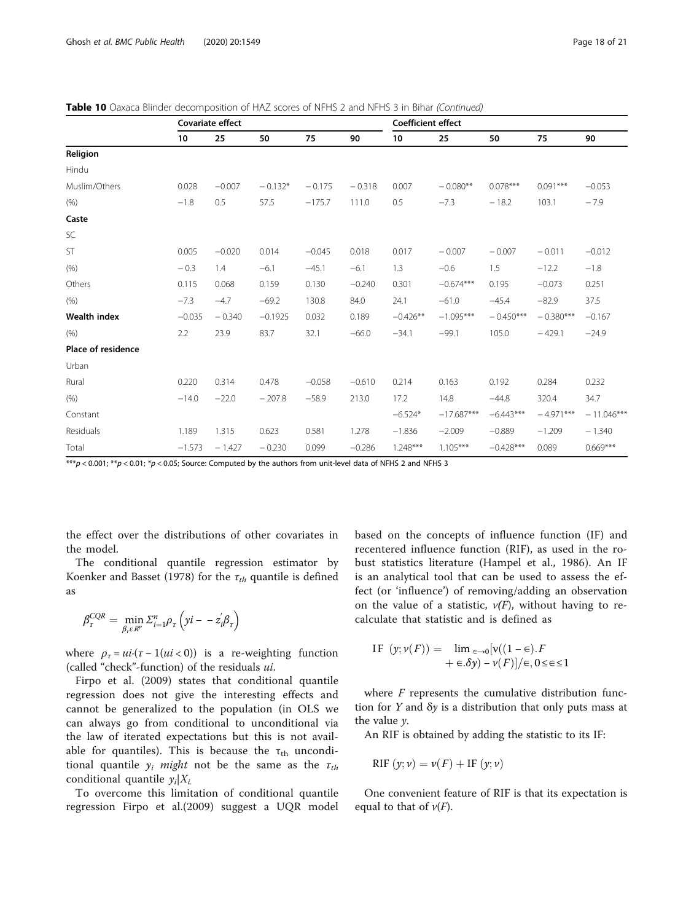**Table 10** Oaxaca Blinder decomposition of HAZ scores of NFHS 2 and NFHS 3 in Bihar *(Continued)*

| | Covariate effect | | | | | Coefficient effect | | | | |
|---|---|---|---|---|---|---|---|---|---|---|
| | 10 | 25 | 50 | 75 | 90 | 10 | 25 | 50 | 75 | 90 |
| **Religion** | | | | | | | | | | |
| Hindu | | | | | | | | | | |
| Muslim/Others | 0.028 | −0.007 | − 0.132* | − 0.175 | − 0.318 | 0.007 | − 0.080** | 0.078*** | 0.091*** | −0.053 |
| (%) | −1.8 | 0.5 | 57.5 | −175.7 | 111.0 | 0.5 | −7.3 | − 18.2 | 103.1 | − 7.9 |
| **Caste** | | | | | | | | | | |
| SC | | | | | | | | | | |
| ST | 0.005 | −0.020 | 0.014 | −0.045 | 0.018 | 0.017 | − 0.007 | − 0.007 | − 0.011 | −0.012 |
| (%) | − 0.3 | 1.4 | −6.1 | −45.1 | −6.1 | 1.3 | −0.6 | 1.5 | −12.2 | −1.8 |
| Others | 0.115 | 0.068 | 0.159 | 0.130 | −0.240 | 0.301 | −0.674*** | 0.195 | −0.073 | 0.251 |
| (%) | −7.3 | −4.7 | −69.2 | 130.8 | 84.0 | 24.1 | −61.0 | −45.4 | −82.9 | 37.5 |
| **Wealth index** | −0.035 | − 0.340 | −0.1925 | 0.032 | 0.189 | −0.426** | −1.095*** | − 0.450*** | − 0.380*** | −0.167 |
| (%) | 2.2 | 23.9 | 83.7 | 32.1 | −66.0 | −34.1 | −99.1 | 105.0 | − 429.1 | −24.9 |
| **Place of residence** | | | | | | | | | | |
| Urban | | | | | | | | | | |
| Rural | 0.220 | 0.314 | 0.478 | −0.058 | −0.610 | 0.214 | 0.163 | 0.192 | 0.284 | 0.232 |
| (%) | −14.0 | −22.0 | − 207.8 | −58.9 | 213.0 | 17.2 | 14.8 | −44.8 | 320.4 | 34.7 |
| Constant | | | | | | −6.524* | −17.687*** | −6.443*** | − 4.971*** | − 11.046*** |
| Residuals | 1.189 | 1.315 | 0.623 | 0.581 | 1.278 | −1.836 | −2.009 | −0.889 | −1.209 | − 1.340 |
| Total | −1.573 | − 1.427 | − 0.230 | 0.099 | −0.286 | 1.248*** | 1.105*** | −0.428*** | 0.089 | 0.669*** |

***$p < 0.001$; **$p < 0.01$; *$p < 0.05$; Source: Computed by the authors from unit-level data of NFHS 2 and NFHS 3

the effect over the distributions of other covariates in the model.

The conditional quantile regression estimator by Koenker and Basset (1978) for the $\tau_{th}$ quantile is defined as

$$\beta_{\tau}^{CQR} = \min_{\beta_{\tau} \varepsilon R^{p}} \Sigma_{i=1}^{n} \rho_{\tau}\left(yi - -z_{i}^{'}\beta_{\tau}\right)$$

where $\rho_{\tau} = ui \cdot (\tau - 1(ui < 0))$ is a re-weighting function (called "check"-function) of the residuals $ui$.

Firpo et al. (2009) states that conditional quantile regression does not give the interesting effects and cannot be generalized to the population (in OLS we can always go from conditional to unconditional via the law of iterated expectations but this is not available for quantiles). This is because the $\tau_{th}$ unconditional quantile $y_i$ *might* not be the same as the $\tau_{th}$ conditional quantile $y_i|X_i$.

To overcome this limitation of conditional quantile regression Firpo et al.(2009) suggest a UQR model based on the concepts of influence function (IF) and recentered influence function (RIF), as used in the robust statistics literature (Hampel et al., 1986). An IF is an analytical tool that can be used to assess the effect (or 'influence') of removing/adding an observation on the value of a statistic, $v(F)$, without having to recalculate that statistic and is defined as

$$\text{IF}\ (y; v(F)) = \lim_{\epsilon \to 0}[v((1-\epsilon).F + \epsilon.\delta y) - v(F)]/\epsilon, 0 \leq \epsilon \leq 1$$

where $F$ represents the cumulative distribution function for $Y$ and $\delta y$ is a distribution that only puts mass at the value $y$.

An RIF is obtained by adding the statistic to its IF:

$$\text{RIF}\ (y; v) = v(F) + \text{IF}\ (y; v)$$

One convenient feature of RIF is that its expectation is equal to that of $v(F)$.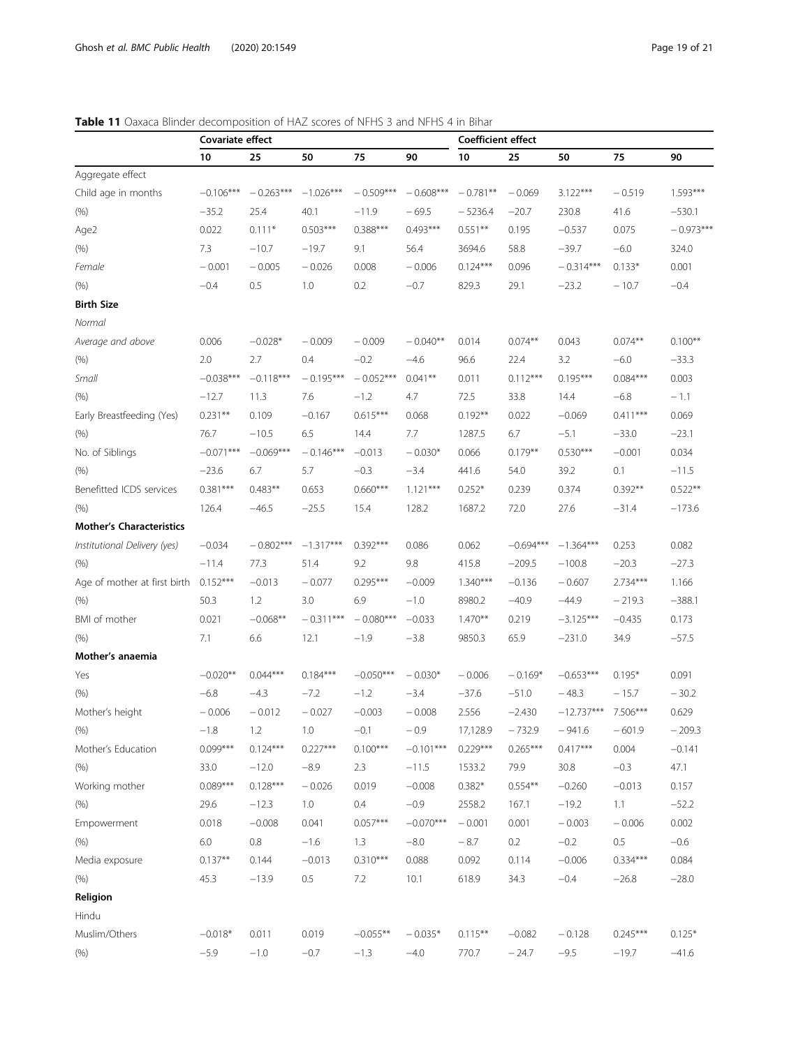**Table 11** Oaxaca Blinder decomposition of HAZ scores of NFHS 3 and NFHS 4 in Bihar

| | Covariate effect | | | | | Coefficient effect | | | | |
|---|---|---|---|---|---|---|---|---|---|---|
| | 10 | 25 | 50 | 75 | 90 | 10 | 25 | 50 | 75 | 90 |
| Aggregate effect | | | | | | | | | | |
| Child age in months | −0.106*** | − 0.263*** | −1.026*** | − 0.509*** | − 0.608*** | − 0.781** | − 0.069 | 3.122*** | − 0.519 | 1.593*** |
| (%) | −35.2 | 25.4 | 40.1 | −11.9 | − 69.5 | − 5236.4 | −20.7 | 230.8 | 41.6 | −530.1 |
| Age2 | 0.022 | 0.111* | 0.503*** | 0.388*** | 0.493*** | 0.551** | 0.195 | −0.537 | 0.075 | − 0.973*** |
| (%) | 7.3 | −10.7 | −19.7 | 9.1 | 56.4 | 3694.6 | 58.8 | −39.7 | −6.0 | 324.0 |
| *Female* | − 0.001 | − 0.005 | − 0.026 | 0.008 | − 0.006 | 0.124*** | 0.096 | − 0.314*** | 0.133* | 0.001 |
| (%) | −0.4 | 0.5 | 1.0 | 0.2 | −0.7 | 829.3 | 29.1 | −23.2 | − 10.7 | −0.4 |
| **Birth Size** | | | | | | | | | | |
| *Normal* | | | | | | | | | | |
| *Average and above* | 0.006 | −0.028* | − 0.009 | − 0.009 | − 0.040** | 0.014 | 0.074** | 0.043 | 0.074** | 0.100** |
| (%) | 2.0 | 2.7 | 0.4 | −0.2 | −4.6 | 96.6 | 22.4 | 3.2 | −6.0 | −33.3 |
| *Small* | −0.038*** | −0.118*** | − 0.195*** | − 0.052*** | 0.041** | 0.011 | 0.112*** | 0.195*** | 0.084*** | 0.003 |
| (%) | −12.7 | 11.3 | 7.6 | −1.2 | 4.7 | 72.5 | 33.8 | 14.4 | −6.8 | − 1.1 |
| Early Breastfeeding (Yes) | 0.231** | 0.109 | −0.167 | 0.615*** | 0.068 | 0.192** | 0.022 | −0.069 | 0.411*** | 0.069 |
| (%) | 76.7 | −10.5 | 6.5 | 14.4 | 7.7 | 1287.5 | 6.7 | −5.1 | −33.0 | −23.1 |
| No. of Siblings | −0.071*** | −0.069*** | − 0.146*** | −0.013 | − 0.030* | 0.066 | 0.179** | 0.530*** | −0.001 | 0.034 |
| (%) | −23.6 | 6.7 | 5.7 | −0.3 | −3.4 | 441.6 | 54.0 | 39.2 | 0.1 | −11.5 |
| Benefitted ICDS services | 0.381*** | 0.483** | 0.653 | 0.660*** | 1.121*** | 0.252* | 0.239 | 0.374 | 0.392** | 0.522** |
| (%) | 126.4 | −46.5 | −25.5 | 15.4 | 128.2 | 1687.2 | 72.0 | 27.6 | −31.4 | −173.6 |
| **Mother's Characteristics** | | | | | | | | | | |
| *Institutional Delivery (yes)* | −0.034 | − 0.802*** | −1.317*** | 0.392*** | 0.086 | 0.062 | −0.694*** | −1.364*** | 0.253 | 0.082 |
| (%) | −11.4 | 77.3 | 51.4 | 9.2 | 9.8 | 415.8 | −209.5 | −100.8 | −20.3 | −27.3 |
| Age of mother at first birth | 0.152*** | −0.013 | − 0.077 | 0.295*** | −0.009 | 1.340*** | −0.136 | − 0.607 | 2.734*** | 1.166 |
| (%) | 50.3 | 1.2 | 3.0 | 6.9 | −1.0 | 8980.2 | −40.9 | −44.9 | − 219.3 | −388.1 |
| BMI of mother | 0.021 | −0.068** | − 0.311*** | − 0.080*** | −0.033 | 1.470** | 0.219 | −3.125*** | −0.435 | 0.173 |
| (%) | 7.1 | 6.6 | 12.1 | −1.9 | −3.8 | 9850.3 | 65.9 | −231.0 | 34.9 | −57.5 |
| **Mother's anaemia** | | | | | | | | | | |
| Yes | −0.020** | 0.044*** | 0.184*** | −0.050*** | − 0.030* | − 0.006 | − 0.169* | −0.653*** | 0.195* | 0.091 |
| (%) | −6.8 | −4.3 | −7.2 | −1.2 | −3.4 | −37.6 | −51.0 | − 48.3 | − 15.7 | − 30.2 |
| Mother's height | − 0.006 | − 0.012 | − 0.027 | −0.003 | − 0.008 | 2.556 | −2.430 | −12.737*** | 7.506*** | 0.629 |
| (%) | −1.8 | 1.2 | 1.0 | −0.1 | − 0.9 | 17,128.9 | −732.9 | − 941.6 | − 601.9 | − 209.3 |
| Mother's Education | 0.099*** | 0.124*** | 0.227*** | 0.100*** | −0.101*** | 0.229*** | 0.265*** | 0.417*** | 0.004 | −0.141 |
| (%) | 33.0 | −12.0 | −8.9 | 2.3 | −11.5 | 1533.2 | 79.9 | 30.8 | −0.3 | 47.1 |
| Working mother | 0.089*** | 0.128*** | − 0.026 | 0.019 | −0.008 | 0.382* | 0.554** | −0.260 | −0.013 | 0.157 |
| (%) | 29.6 | −12.3 | 1.0 | 0.4 | −0.9 | 2558.2 | 167.1 | −19.2 | 1.1 | −52.2 |
| Empowerment | 0.018 | −0.008 | 0.041 | 0.057*** | −0.070*** | − 0.001 | 0.001 | − 0.003 | − 0.006 | 0.002 |
| (%) | 6.0 | 0.8 | −1.6 | 1.3 | −8.0 | − 8.7 | 0.2 | −0.2 | 0.5 | −0.6 |
| Media exposure | 0.137** | 0.144 | −0.013 | 0.310*** | 0.088 | 0.092 | 0.114 | −0.006 | 0.334*** | 0.084 |
| (%) | 45.3 | −13.9 | 0.5 | 7.2 | 10.1 | 618.9 | 34.3 | −0.4 | −26.8 | −28.0 |
| **Religion** | | | | | | | | | | |
| Hindu | | | | | | | | | | |
| Muslim/Others | −0.018* | 0.011 | 0.019 | −0.055** | − 0.035* | 0.115** | −0.082 | − 0.128 | 0.245*** | 0.125* |
| (%) | −5.9 | −1.0 | −0.7 | −1.3 | −4.0 | 770.7 | − 24.7 | −9.5 | −19.7 | −41.6 |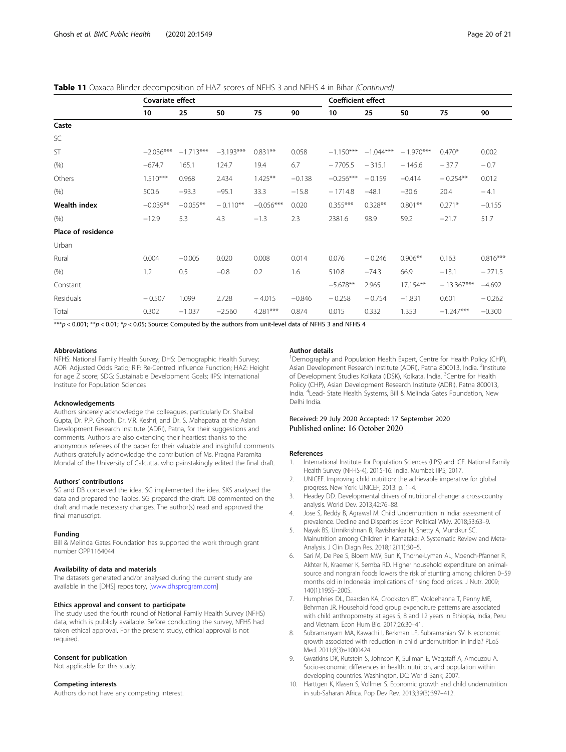**Table 11** Oaxaca Blinder decomposition of HAZ scores of NFHS 3 and NFHS 4 in Bihar *(Continued)*

| | Covariate effect | | | | | Coefficient effect | | | | |
|---|---|---|---|---|---|---|---|---|---|---|
| | 10 | 25 | 50 | 75 | 90 | 10 | 25 | 50 | 75 | 90 |
| **Caste** | | | | | | | | | | |
| SC | | | | | | | | | | |
| ST | −2.036*** | −1.713*** | −3.193*** | 0.831** | 0.058 | −1.150*** | −1.044*** | − 1.970*** | 0.470* | 0.002 |
| (%) | −674.7 | 165.1 | 124.7 | 19.4 | 6.7 | − 7705.5 | − 315.1 | − 145.6 | − 37.7 | − 0.7 |
| Others | 1.510*** | 0.968 | 2.434 | 1.425** | −0.138 | −0.256*** | − 0.159 | −0.414 | − 0.254** | 0.012 |
| (%) | 500.6 | −93.3 | −95.1 | 33.3 | −15.8 | − 1714.8 | −48.1 | −30.6 | 20.4 | − 4.1 |
| **Wealth index** | −0.039** | −0.055** | − 0.110** | −0.056*** | 0.020 | 0.355*** | 0.328** | 0.801** | 0.271* | −0.155 |
| (%) | −12.9 | 5.3 | 4.3 | −1.3 | 2.3 | 2381.6 | 98.9 | 59.2 | −21.7 | 51.7 |
| **Place of residence** | | | | | | | | | | |
| Urban | | | | | | | | | | |
| Rural | 0.004 | −0.005 | 0.020 | 0.008 | 0.014 | 0.076 | − 0.246 | 0.906** | 0.163 | 0.816*** |
| (%) | 1.2 | 0.5 | −0.8 | 0.2 | 1.6 | 510.8 | −74.3 | 66.9 | −13.1 | − 271.5 |
| Constant | | | | | | −5.678** | 2.965 | 17.154** | − 13.367*** | −4.692 |
| Residuals | − 0.507 | 1.099 | 2.728 | − 4.015 | −0.846 | − 0.258 | − 0.754 | −1.831 | 0.601 | − 0.262 |
| Total | 0.302 | −1.037 | −2.560 | 4.281*** | 0.874 | 0.015 | 0.332 | 1.353 | −1.247*** | −0.300 |

***$p < 0.001$; **$p < 0.01$; *$p < 0.05$; Source: Computed by the authors from unit-level data of NFHS 3 and NFHS 4

### Abbreviations

NFHS: National Family Health Survey; DHS: Demographic Health Survey; AOR: Adjusted Odds Ratio; RIF: Re-Centred Influence Function; HAZ: Height for age Z score; SDG: Sustainable Development Goals; IIPS: International Institute for Population Sciences

### Acknowledgements

Authors sincerely acknowledge the colleagues, particularly Dr. Shaibal Gupta, Dr. P.P. Ghosh, Dr. V.R. Keshri, and Dr. S. Mahapatra at the Asian Development Research Institute (ADRI), Patna, for their suggestions and comments. Authors are also extending their heartiest thanks to the anonymous referees of the paper for their valuable and insightful comments. Authors gratefully acknowledge the contribution of Ms. Pragna Paramita Mondal of the University of Calcutta, who painstakingly edited the final draft.

### Authors' contributions

SG and DB conceived the idea. SG implemented the idea. SKS analysed the data and prepared the Tables. SG prepared the draft. DB commented on the draft and made necessary changes. The author(s) read and approved the final manuscript.

### Funding

Bill & Melinda Gates Foundation has supported the work through grant number OPP1164044

### Availability of data and materials

The datasets generated and/or analysed during the current study are available in the [DHS] repository, [www.dhsprogram.com]

### Ethics approval and consent to participate

The study used the fourth round of National Family Health Survey (NFHS) data, which is publicly available. Before conducting the survey, NFHS had taken ethical approval. For the present study, ethical approval is not required.

### Consent for publication

Not applicable for this study.

### Competing interests

Authors do not have any competing interest.

### Author details

[1]Demography and Population Health Expert, Centre for Health Policy (CHP), Asian Development Research Institute (ADRI), Patna 800013, India. [2]Institute of Development Studies Kolkata (IDSK), Kolkata, India. [3]Centre for Health Policy (CHP), Asian Development Research Institute (ADRI), Patna 800013, India. [4]Lead- State Health Systems, Bill & Melinda Gates Foundation, New Delhi India.

Received: 29 July 2020 Accepted: 17 September 2020
Published online: 16 October 2020

### References

1. International Institute for Population Sciences (IIPS) and ICF. National Family Health Survey (NFHS-4), 2015-16: India. Mumbai: IIPS; 2017.
2. UNICEF. Improving child nutrition: the achievable imperative for global progress. New York: UNICEF; 2013. p. 1–4.
3. Headey DD. Developmental drivers of nutritional change: a cross-country analysis. World Dev. 2013;42:76–88.
4. Jose S, Reddy B, Agrawal M. Child Undernutrition in India: assessment of prevalence. Decline and Disparities Econ Political Wkly. 2018;53:63–9.
5. Nayak BS, Unnikrishnan B, Ravishankar N, Shetty A, Mundkur SC. Malnutrition among Children in Karnataka: A Systematic Review and Meta-Analysis. J Clin Diagn Res. 2018;12(11):30–5.
6. Sari M, De Pee S, Bloem MW, Sun K, Thorne-Lyman AL, Moench-Pfanner R, Akhter N, Kraemer K, Semba RD. Higher household expenditure on animal-source and nongrain foods lowers the risk of stunting among children 0–59 months old in Indonesia: implications of rising food prices. J Nutr. 2009; 140(1):195S–200S.
7. Humphries DL, Dearden KA, Crookston BT, Woldehanna T, Penny ME, Behrman JR. Household food group expenditure patterns are associated with child anthropometry at ages 5, 8 and 12 years in Ethiopia, India, Peru and Vietnam. Econ Hum Bio. 2017;26:30–41.
8. Subramanyam MA, Kawachi I, Berkman LF, Subramanian SV. Is economic growth associated with reduction in child undernutrition in India? PLoS Med. 2011;8(3):e1000424.
9. Gwatkins DK, Rutstein S, Johnson K, Suliman E, Wagstaff A, Amouzou A. Socio-economic differences in health, nutrition, and population within developing countries. Washington, DC: World Bank; 2007.
10. Harttgen K, Klasen S, Vollmer S. Economic growth and child undernutrition in sub-Saharan Africa. Pop Dev Rev. 2013;39(3):397–412.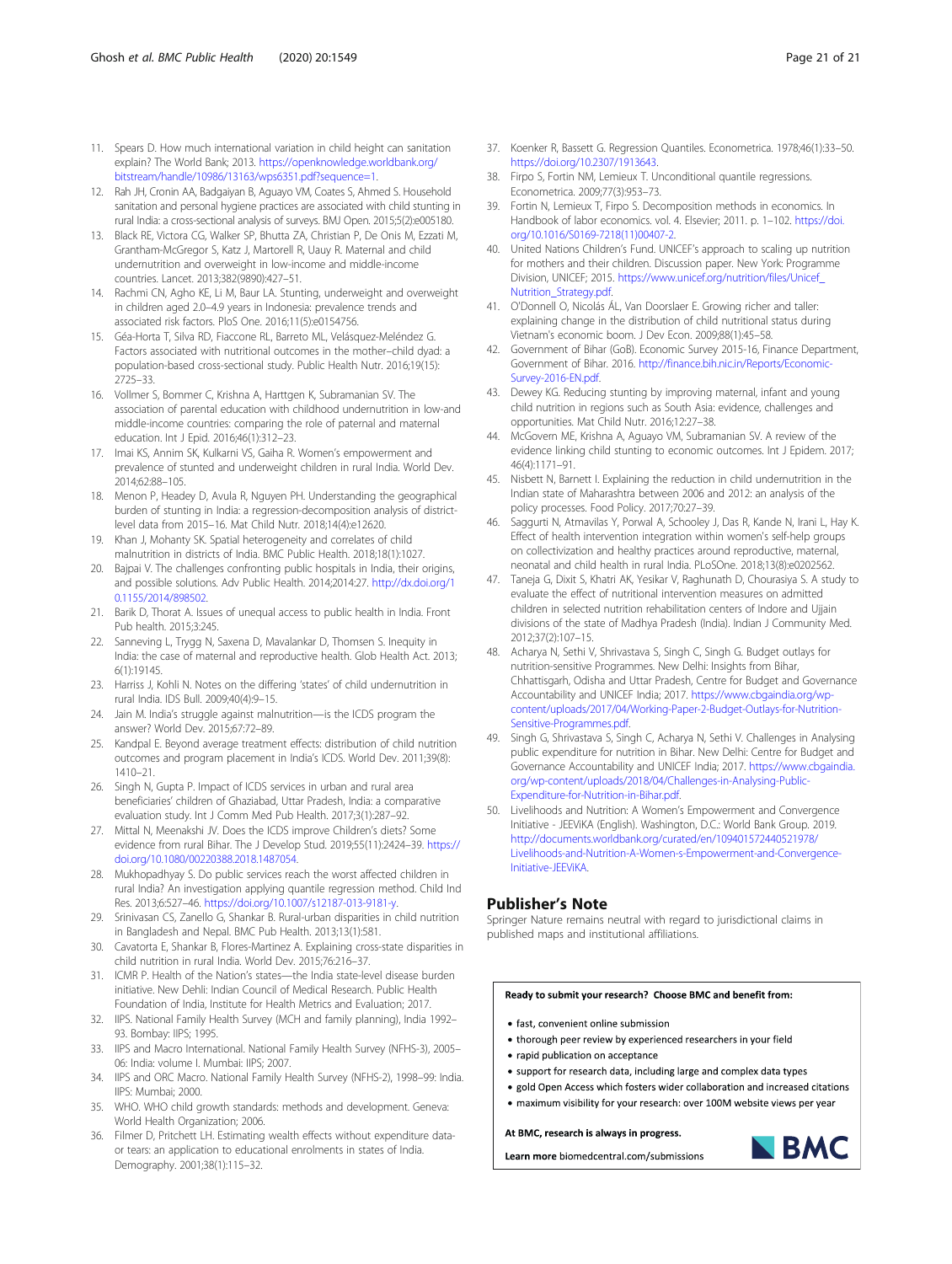11. Spears D. How much international variation in child height can sanitation explain? The World Bank; 2013. https://openknowledge.worldbank.org/bitstream/handle/10986/13163/wps6351.pdf?sequence=1.
12. Rah JH, Cronin AA, Badgaiyan B, Aguayo VM, Coates S, Ahmed S. Household sanitation and personal hygiene practices are associated with child stunting in rural India: a cross-sectional analysis of surveys. BMJ Open. 2015;5(2):e005180.
13. Black RE, Victora CG, Walker SP, Bhutta ZA, Christian P, De Onis M, Ezzati M, Grantham-McGregor S, Katz J, Martorell R, Uauy R. Maternal and child undernutrition and overweight in low-income and middle-income countries. Lancet. 2013;382(9890):427–51.
14. Rachmi CN, Agho KE, Li M, Baur LA. Stunting, underweight and overweight in children aged 2.0–4.9 years in Indonesia: prevalence trends and associated risk factors. PloS One. 2016;11(5):e0154756.
15. Géa-Horta T, Silva RD, Fiaccone RL, Barreto ML, Velásquez-Meléndez G. Factors associated with nutritional outcomes in the mother–child dyad: a population-based cross-sectional study. Public Health Nutr. 2016;19(15): 2725–33.
16. Vollmer S, Bommer C, Krishna A, Harttgen K, Subramanian SV. The association of parental education with childhood undernutrition in low-and middle-income countries: comparing the role of paternal and maternal education. Int J Epid. 2016;46(1):312–23.
17. Imai KS, Annim SK, Kulkarni VS, Gaiha R. Women's empowerment and prevalence of stunted and underweight children in rural India. World Dev. 2014;62:88–105.
18. Menon P, Headey D, Avula R, Nguyen PH. Understanding the geographical burden of stunting in India: a regression-decomposition analysis of district-level data from 2015–16. Mat Child Nutr. 2018;14(4):e12620.
19. Khan J, Mohanty SK. Spatial heterogeneity and correlates of child malnutrition in districts of India. BMC Public Health. 2018;18(1):1027.
20. Bajpai V. The challenges confronting public hospitals in India, their origins, and possible solutions. Adv Public Health. 2014;2014:27. http://dx.doi.org/10.1155/2014/898502.
21. Barik D, Thorat A. Issues of unequal access to public health in India. Front Pub health. 2015;3:245.
22. Sanneving L, Trygg N, Saxena D, Mavalankar D, Thomsen S. Inequity in India: the case of maternal and reproductive health. Glob Health Act. 2013; 6(1):19145.
23. Harriss J, Kohli N. Notes on the differing 'states' of child undernutrition in rural India. IDS Bull. 2009;40(4):9–15.
24. Jain M. India's struggle against malnutrition—is the ICDS program the answer? World Dev. 2015;67:72–89.
25. Kandpal E. Beyond average treatment effects: distribution of child nutrition outcomes and program placement in India's ICDS. World Dev. 2011;39(8): 1410–21.
26. Singh N, Gupta P. Impact of ICDS services in urban and rural area beneficiaries' children of Ghaziabad, Uttar Pradesh, India: a comparative evaluation study. Int J Comm Med Pub Health. 2017;3(1):287–92.
27. Mittal N, Meenakshi JV. Does the ICDS improve Children's diets? Some evidence from rural Bihar. The J Develop Stud. 2019;55(11):2424–39. https://doi.org/10.1080/00220388.2018.1487054.
28. Mukhopadhyay S. Do public services reach the worst affected children in rural India? An investigation applying quantile regression method. Child Ind Res. 2013;6:527–46. https://doi.org/10.1007/s12187-013-9181-y.
29. Srinivasan CS, Zanello G, Shankar B. Rural-urban disparities in child nutrition in Bangladesh and Nepal. BMC Pub Health. 2013;13(1):581.
30. Cavatorta E, Shankar B, Flores-Martinez A. Explaining cross-state disparities in child nutrition in rural India. World Dev. 2015;76:216–37.
31. ICMR P. Health of the Nation's states—the India state-level disease burden initiative. New Dehli: Indian Council of Medical Research. Public Health Foundation of India, Institute for Health Metrics and Evaluation; 2017.
32. IIPS. National Family Health Survey (MCH and family planning), India 1992–93. Bombay: IIPS; 1995.
33. IIPS and Macro International. National Family Health Survey (NFHS-3), 2005–06: India: volume I. Mumbai: IIPS; 2007.
34. IIPS and ORC Macro. National Family Health Survey (NFHS-2), 1998–99: India. IIPS: Mumbai; 2000.
35. WHO. WHO child growth standards: methods and development. Geneva: World Health Organization; 2006.
36. Filmer D, Pritchett LH. Estimating wealth effects without expenditure data-or tears: an application to educational enrolments in states of India. Demography. 2001;38(1):115–32.
37. Koenker R, Bassett G. Regression Quantiles. Econometrica. 1978;46(1):33–50. https://doi.org/10.2307/1913643.
38. Firpo S, Fortin NM, Lemieux T. Unconditional quantile regressions. Econometrica. 2009;77(3):953–73.
39. Fortin N, Lemieux T, Firpo S. Decomposition methods in economics. In Handbook of labor economics. vol. 4. Elsevier; 2011. p. 1–102. https://doi.org/10.1016/S0169-7218(11)00407-2.
40. United Nations Children's Fund. UNICEF's approach to scaling up nutrition for mothers and their children. Discussion paper. New York: Programme Division, UNICEF; 2015. https://www.unicef.org/nutrition/files/Unicef_Nutrition_Strategy.pdf.
41. O'Donnell O, Nicolás ÁL, Van Doorslaer E. Growing richer and taller: explaining change in the distribution of child nutritional status during Vietnam's economic boom. J Dev Econ. 2009;88(1):45–58.
42. Government of Bihar (GoB). Economic Survey 2015-16, Finance Department, Government of Bihar. 2016. http://finance.bih.nic.in/Reports/Economic-Survey-2016-EN.pdf.
43. Dewey KG. Reducing stunting by improving maternal, infant and young child nutrition in regions such as South Asia: evidence, challenges and opportunities. Mat Child Nutr. 2016;12:27–38.
44. McGovern ME, Krishna A, Aguayo VM, Subramanian SV. A review of the evidence linking child stunting to economic outcomes. Int J Epidem. 2017; 46(4):1171–91.
45. Nisbett N, Barnett I. Explaining the reduction in child undernutrition in the Indian state of Maharashtra between 2006 and 2012: an analysis of the policy processes. Food Policy. 2017;70:27–39.
46. Saggurti N, Atmavilas Y, Porwal A, Schooley J, Das R, Kande N, Irani L, Hay K. Effect of health intervention integration within women's self-help groups on collectivization and healthy practices around reproductive, maternal, neonatal and child health in rural India. PLoSOne. 2018;13(8):e0202562.
47. Taneja G, Dixit S, Khatri AK, Yesikar V, Raghunath D, Chourasiya S. A study to evaluate the effect of nutritional intervention measures on admitted children in selected nutrition rehabilitation centers of Indore and Ujjain divisions of the state of Madhya Pradesh (India). Indian J Community Med. 2012;37(2):107–15.
48. Acharya N, Sethi V, Shrivastava S, Singh C, Singh G. Budget outlays for nutrition-sensitive Programmes. New Delhi: Insights from Bihar, Chhattisgarh, Odisha and Uttar Pradesh, Centre for Budget and Governance Accountability and UNICEF India; 2017. https://www.cbgaindia.org/wp-content/uploads/2017/04/Working-Paper-2-Budget-Outlays-for-Nutrition-Sensitive-Programmes.pdf.
49. Singh G, Shrivastava S, Singh C, Acharya N, Sethi V. Challenges in Analysing public expenditure for nutrition in Bihar. New Delhi: Centre for Budget and Governance Accountability and UNICEF India; 2017. https://www.cbgaindia.org/wp-content/uploads/2018/04/Challenges-in-Analysing-Public-Expenditure-for-Nutrition-in-Bihar.pdf.
50. Livelihoods and Nutrition: A Women's Empowerment and Convergence Initiative - JEEViKA (English). Washington, D.C.: World Bank Group. 2019. http://documents.worldbank.org/curated/en/109401572440521978/Livelihoods-and-Nutrition-A-Women-s-Empowerment-and-Convergence-Initiative-JEEViKA.

## Publisher's Note

Springer Nature remains neutral with regard to jurisdictional claims in published maps and institutional affiliations.

**Ready to submit your research? Choose BMC and benefit from:**

- fast, convenient online submission
- thorough peer review by experienced researchers in your field
- rapid publication on acceptance
- support for research data, including large and complex data types
- gold Open Access which fosters wider collaboration and increased citations
- maximum visibility for your research: over 100M website views per year

**At BMC, research is always in progress.**

**Learn more** biomedcentral.com/submissions

BMC